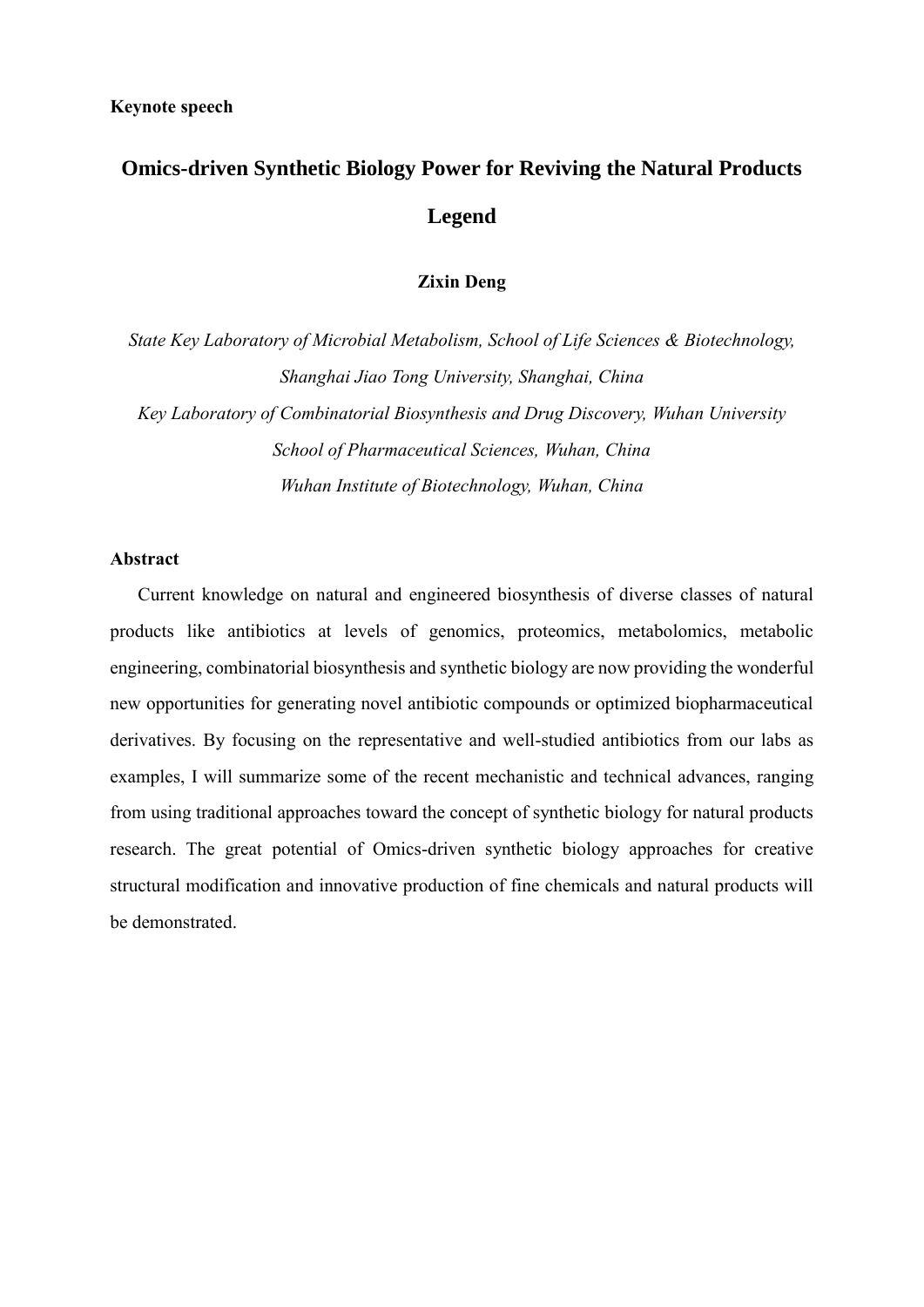**Keynote speech**

# Omics-driven Synthetic Biology Power for Reviving the Natural Products Legend

**Zixin Deng**

*State Key Laboratory of Microbial Metabolism, School of Life Sciences & Biotechnology, Shanghai Jiao Tong University, Shanghai, China*

*Key Laboratory of Combinatorial Biosynthesis and Drug Discovery, Wuhan University School of Pharmaceutical Sciences, Wuhan, China*

*Wuhan Institute of Biotechnology, Wuhan, China*

**Abstract**

Current knowledge on natural and engineered biosynthesis of diverse classes of natural products like antibiotics at levels of genomics, proteomics, metabolomics, metabolic engineering, combinatorial biosynthesis and synthetic biology are now providing the wonderful new opportunities for generating novel antibiotic compounds or optimized biopharmaceutical derivatives. By focusing on the representative and well-studied antibiotics from our labs as examples, I will summarize some of the recent mechanistic and technical advances, ranging from using traditional approaches toward the concept of synthetic biology for natural products research. The great potential of Omics-driven synthetic biology approaches for creative structural modification and innovative production of fine chemicals and natural products will be demonstrated.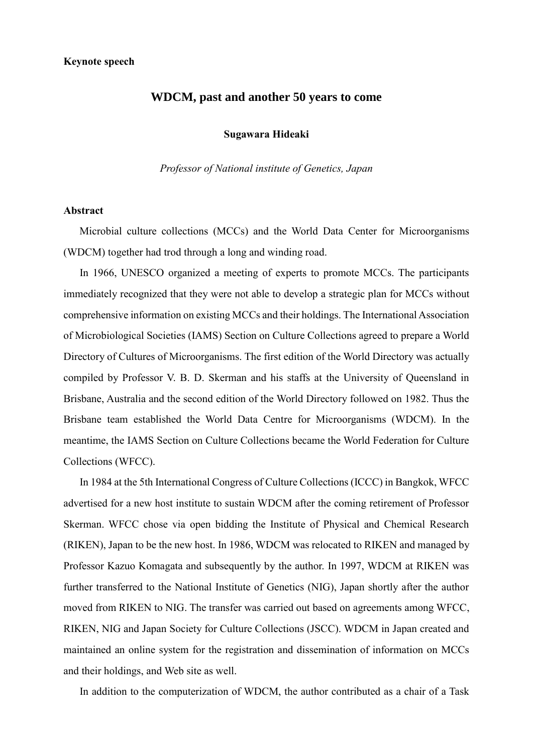**Keynote speech**

## WDCM, past and another 50 years to come

**Sugawara Hideaki**

*Professor of National institute of Genetics, Japan*

**Abstract**

Microbial culture collections (MCCs) and the World Data Center for Microorganisms (WDCM) together had trod through a long and winding road.

In 1966, UNESCO organized a meeting of experts to promote MCCs. The participants immediately recognized that they were not able to develop a strategic plan for MCCs without comprehensive information on existing MCCs and their holdings. The International Association of Microbiological Societies (IAMS) Section on Culture Collections agreed to prepare a World Directory of Cultures of Microorganisms. The first edition of the World Directory was actually compiled by Professor V. B. D. Skerman and his staffs at the University of Queensland in Brisbane, Australia and the second edition of the World Directory followed on 1982. Thus the Brisbane team established the World Data Centre for Microorganisms (WDCM). In the meantime, the IAMS Section on Culture Collections became the World Federation for Culture Collections (WFCC).

In 1984 at the 5th International Congress of Culture Collections (ICCC) in Bangkok, WFCC advertised for a new host institute to sustain WDCM after the coming retirement of Professor Skerman. WFCC chose via open bidding the Institute of Physical and Chemical Research (RIKEN), Japan to be the new host. In 1986, WDCM was relocated to RIKEN and managed by Professor Kazuo Komagata and subsequently by the author. In 1997, WDCM at RIKEN was further transferred to the National Institute of Genetics (NIG), Japan shortly after the author moved from RIKEN to NIG. The transfer was carried out based on agreements among WFCC, RIKEN, NIG and Japan Society for Culture Collections (JSCC). WDCM in Japan created and maintained an online system for the registration and dissemination of information on MCCs and their holdings, and Web site as well.

In addition to the computerization of WDCM, the author contributed as a chair of a Task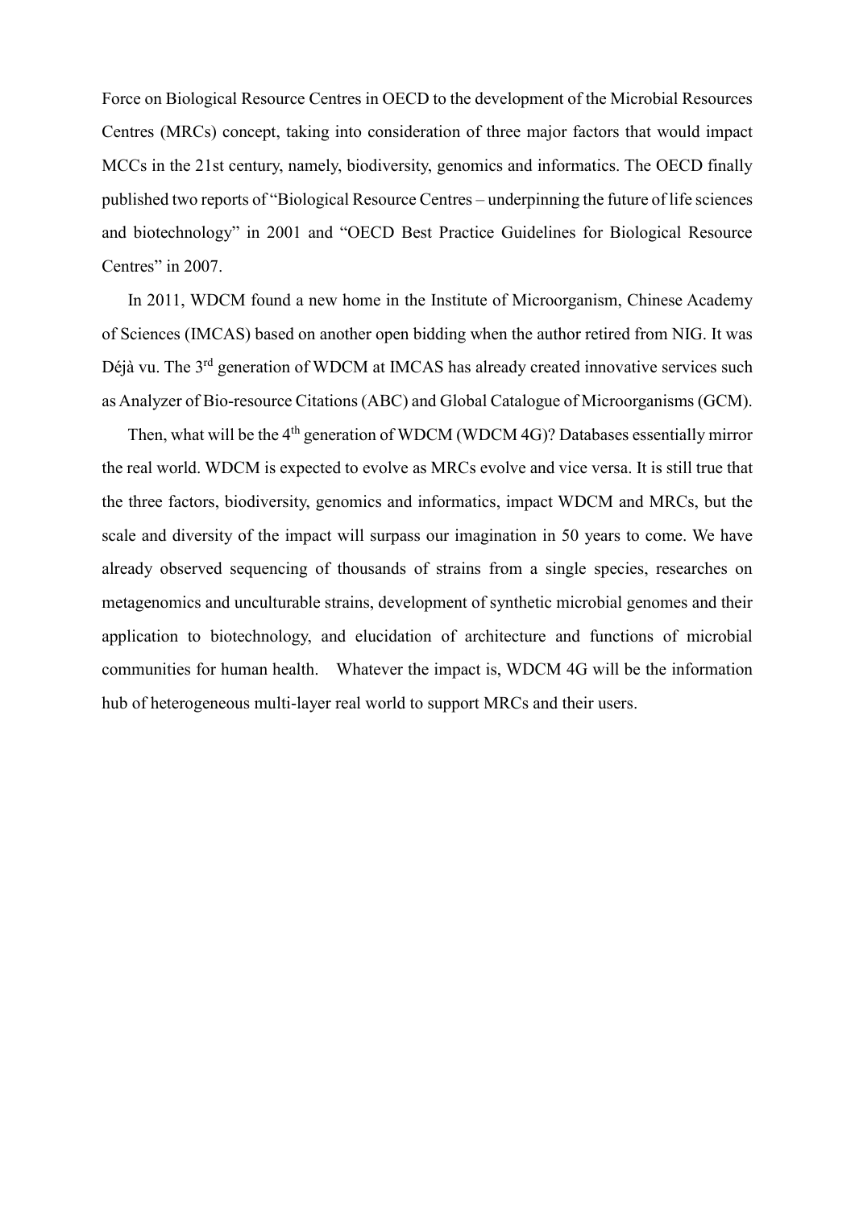Force on Biological Resource Centres in OECD to the development of the Microbial Resources Centres (MRCs) concept, taking into consideration of three major factors that would impact MCCs in the 21st century, namely, biodiversity, genomics and informatics. The OECD finally published two reports of "Biological Resource Centres – underpinning the future of life sciences and biotechnology" in 2001 and "OECD Best Practice Guidelines for Biological Resource Centres" in 2007.

In 2011, WDCM found a new home in the Institute of Microorganism, Chinese Academy of Sciences (IMCAS) based on another open bidding when the author retired from NIG. It was Déjà vu. The 3rd generation of WDCM at IMCAS has already created innovative services such as Analyzer of Bio-resource Citations (ABC) and Global Catalogue of Microorganisms (GCM).

Then, what will be the 4th generation of WDCM (WDCM 4G)? Databases essentially mirror the real world. WDCM is expected to evolve as MRCs evolve and vice versa. It is still true that the three factors, biodiversity, genomics and informatics, impact WDCM and MRCs, but the scale and diversity of the impact will surpass our imagination in 50 years to come. We have already observed sequencing of thousands of strains from a single species, researches on metagenomics and unculturable strains, development of synthetic microbial genomes and their application to biotechnology, and elucidation of architecture and functions of microbial communities for human health. Whatever the impact is, WDCM 4G will be the information hub of heterogeneous multi-layer real world to support MRCs and their users.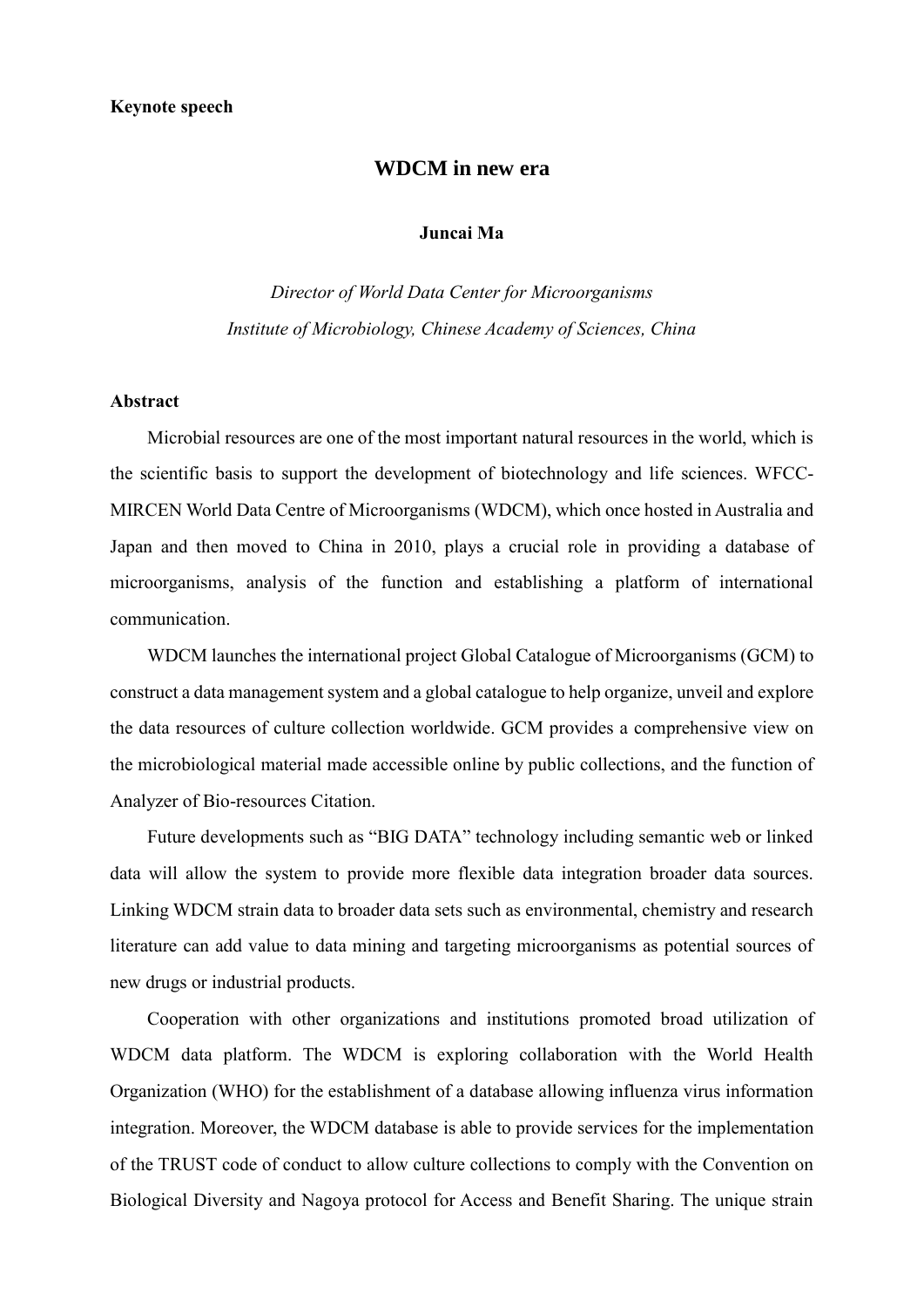**Keynote speech**

# WDCM in new era

**Juncai Ma**

*Director of World Data Center for Microorganisms*
*Institute of Microbiology, Chinese Academy of Sciences, China*

**Abstract**

Microbial resources are one of the most important natural resources in the world, which is the scientific basis to support the development of biotechnology and life sciences. WFCC-MIRCEN World Data Centre of Microorganisms (WDCM), which once hosted in Australia and Japan and then moved to China in 2010, plays a crucial role in providing a database of microorganisms, analysis of the function and establishing a platform of international communication.

WDCM launches the international project Global Catalogue of Microorganisms (GCM) to construct a data management system and a global catalogue to help organize, unveil and explore the data resources of culture collection worldwide. GCM provides a comprehensive view on the microbiological material made accessible online by public collections, and the function of Analyzer of Bio-resources Citation.

Future developments such as "BIG DATA" technology including semantic web or linked data will allow the system to provide more flexible data integration broader data sources. Linking WDCM strain data to broader data sets such as environmental, chemistry and research literature can add value to data mining and targeting microorganisms as potential sources of new drugs or industrial products.

Cooperation with other organizations and institutions promoted broad utilization of WDCM data platform. The WDCM is exploring collaboration with the World Health Organization (WHO) for the establishment of a database allowing influenza virus information integration. Moreover, the WDCM database is able to provide services for the implementation of the TRUST code of conduct to allow culture collections to comply with the Convention on Biological Diversity and Nagoya protocol for Access and Benefit Sharing. The unique strain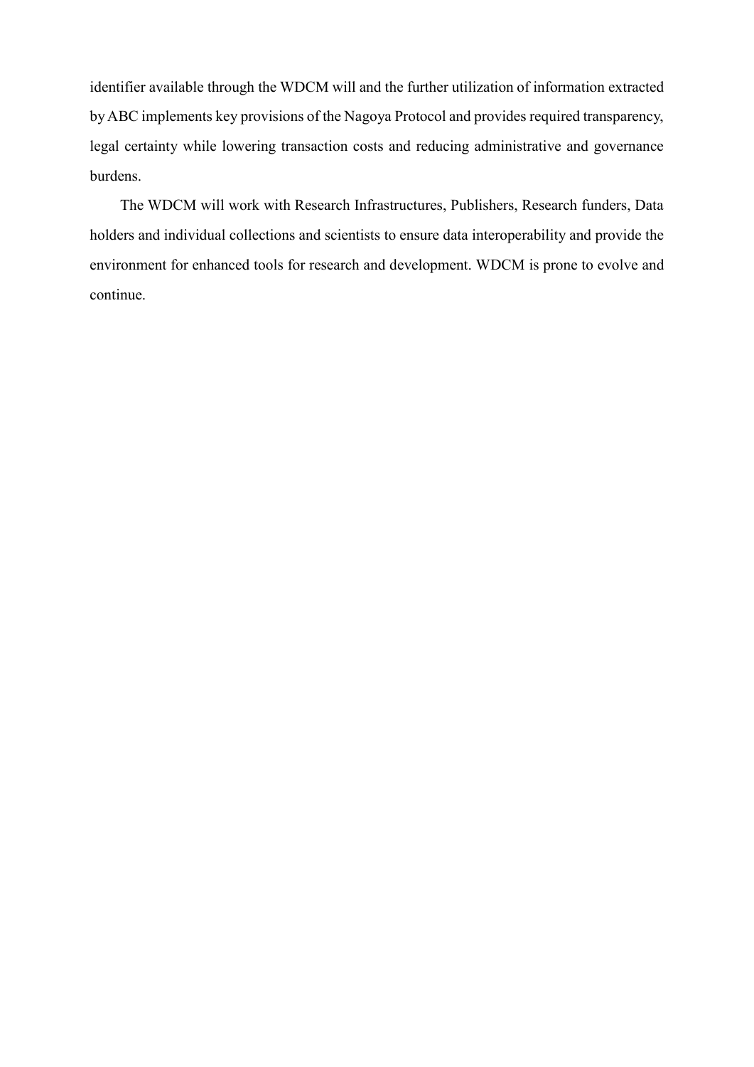identifier available through the WDCM will and the further utilization of information extracted by ABC implements key provisions of the Nagoya Protocol and provides required transparency, legal certainty while lowering transaction costs and reducing administrative and governance burdens.

The WDCM will work with Research Infrastructures, Publishers, Research funders, Data holders and individual collections and scientists to ensure data interoperability and provide the environment for enhanced tools for research and development. WDCM is prone to evolve and continue.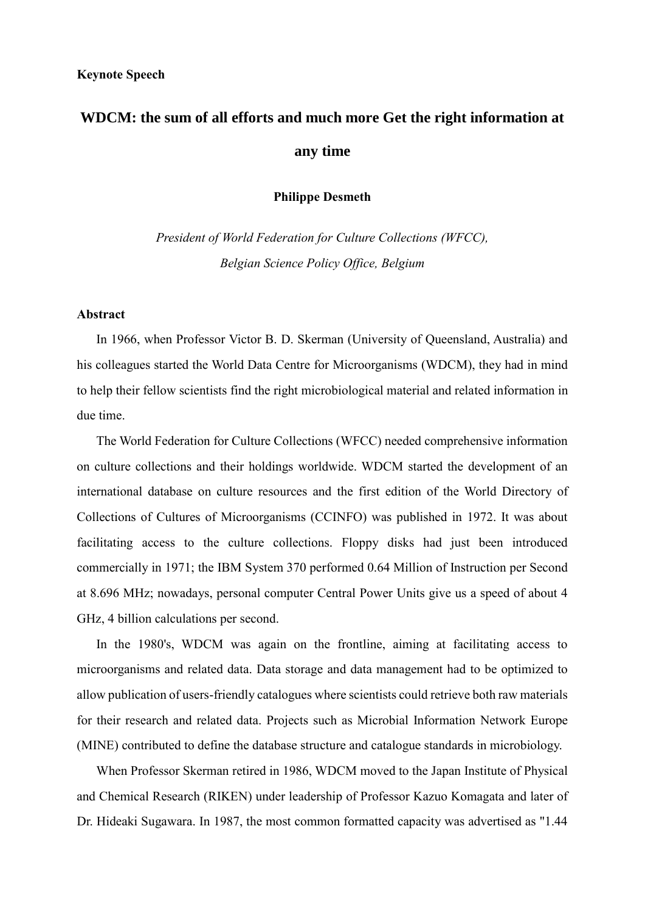**Keynote Speech**

# WDCM: the sum of all efforts and much more Get the right information at any time

**Philippe Desmeth**

*President of World Federation for Culture Collections (WFCC), Belgian Science Policy Office, Belgium*

**Abstract**

In 1966, when Professor Victor B. D. Skerman (University of Queensland, Australia) and his colleagues started the World Data Centre for Microorganisms (WDCM), they had in mind to help their fellow scientists find the right microbiological material and related information in due time.

The World Federation for Culture Collections (WFCC) needed comprehensive information on culture collections and their holdings worldwide. WDCM started the development of an international database on culture resources and the first edition of the World Directory of Collections of Cultures of Microorganisms (CCINFO) was published in 1972. It was about facilitating access to the culture collections. Floppy disks had just been introduced commercially in 1971; the IBM System 370 performed 0.64 Million of Instruction per Second at 8.696 MHz; nowadays, personal computer Central Power Units give us a speed of about 4 GHz, 4 billion calculations per second.

In the 1980's, WDCM was again on the frontline, aiming at facilitating access to microorganisms and related data. Data storage and data management had to be optimized to allow publication of users-friendly catalogues where scientists could retrieve both raw materials for their research and related data. Projects such as Microbial Information Network Europe (MINE) contributed to define the database structure and catalogue standards in microbiology.

When Professor Skerman retired in 1986, WDCM moved to the Japan Institute of Physical and Chemical Research (RIKEN) under leadership of Professor Kazuo Komagata and later of Dr. Hideaki Sugawara. In 1987, the most common formatted capacity was advertised as "1.44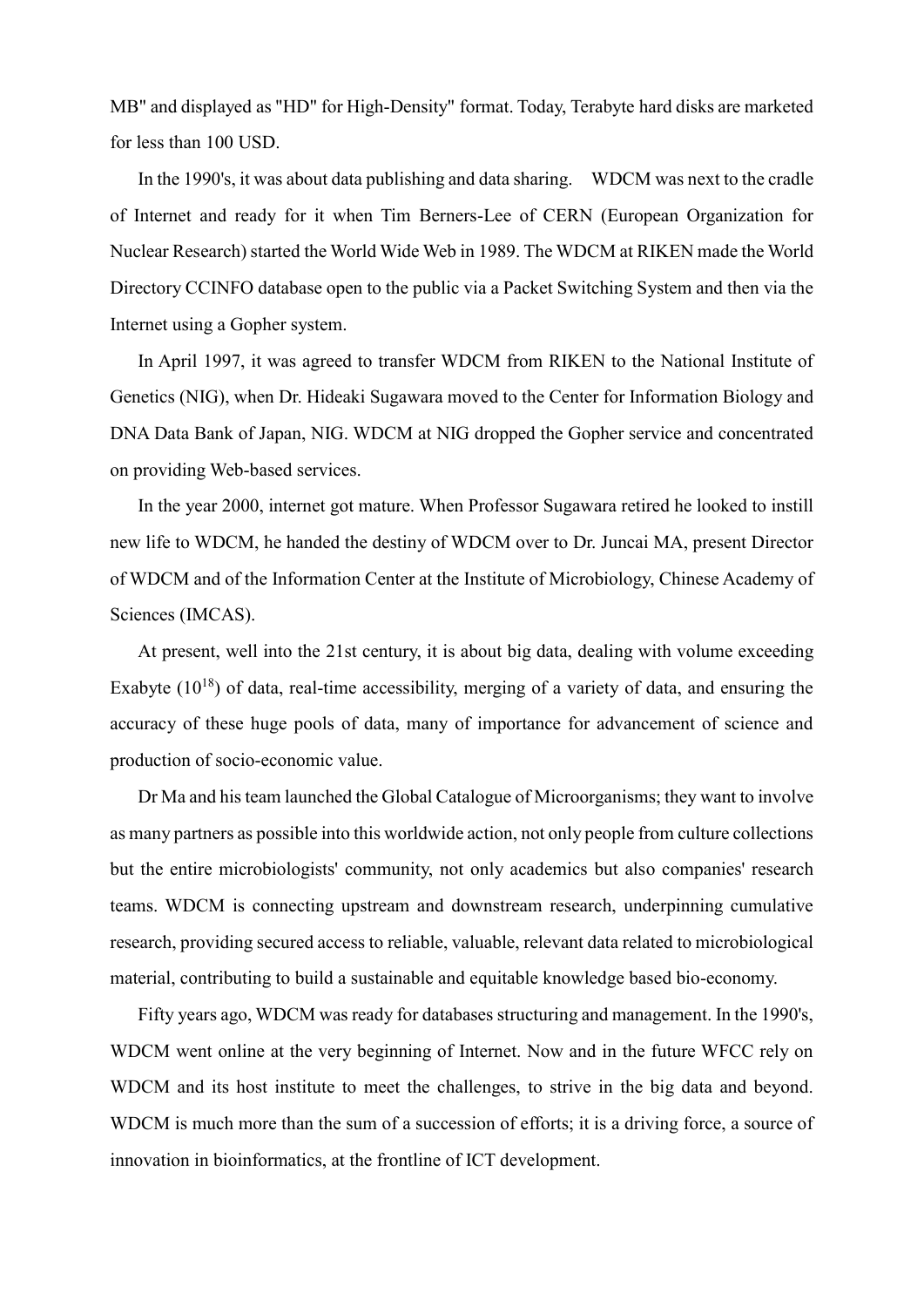MB" and displayed as "HD" for High-Density" format. Today, Terabyte hard disks are marketed for less than 100 USD.

In the 1990's, it was about data publishing and data sharing.  WDCM was next to the cradle of Internet and ready for it when Tim Berners-Lee of CERN (European Organization for Nuclear Research) started the World Wide Web in 1989. The WDCM at RIKEN made the World Directory CCINFO database open to the public via a Packet Switching System and then via the Internet using a Gopher system.

In April 1997, it was agreed to transfer WDCM from RIKEN to the National Institute of Genetics (NIG), when Dr. Hideaki Sugawara moved to the Center for Information Biology and DNA Data Bank of Japan, NIG. WDCM at NIG dropped the Gopher service and concentrated on providing Web-based services.

In the year 2000, internet got mature. When Professor Sugawara retired he looked to instill new life to WDCM, he handed the destiny of WDCM over to Dr. Juncai MA, present Director of WDCM and of the Information Center at the Institute of Microbiology, Chinese Academy of Sciences (IMCAS).

At present, well into the 21st century, it is about big data, dealing with volume exceeding Exabyte ($10^{18}$) of data, real-time accessibility, merging of a variety of data, and ensuring the accuracy of these huge pools of data, many of importance for advancement of science and production of socio-economic value.

Dr Ma and his team launched the Global Catalogue of Microorganisms; they want to involve as many partners as possible into this worldwide action, not only people from culture collections but the entire microbiologists' community, not only academics but also companies' research teams. WDCM is connecting upstream and downstream research, underpinning cumulative research, providing secured access to reliable, valuable, relevant data related to microbiological material, contributing to build a sustainable and equitable knowledge based bio-economy.

Fifty years ago, WDCM was ready for databases structuring and management. In the 1990's, WDCM went online at the very beginning of Internet. Now and in the future WFCC rely on WDCM and its host institute to meet the challenges, to strive in the big data and beyond. WDCM is much more than the sum of a succession of efforts; it is a driving force, a source of innovation in bioinformatics, at the frontline of ICT development.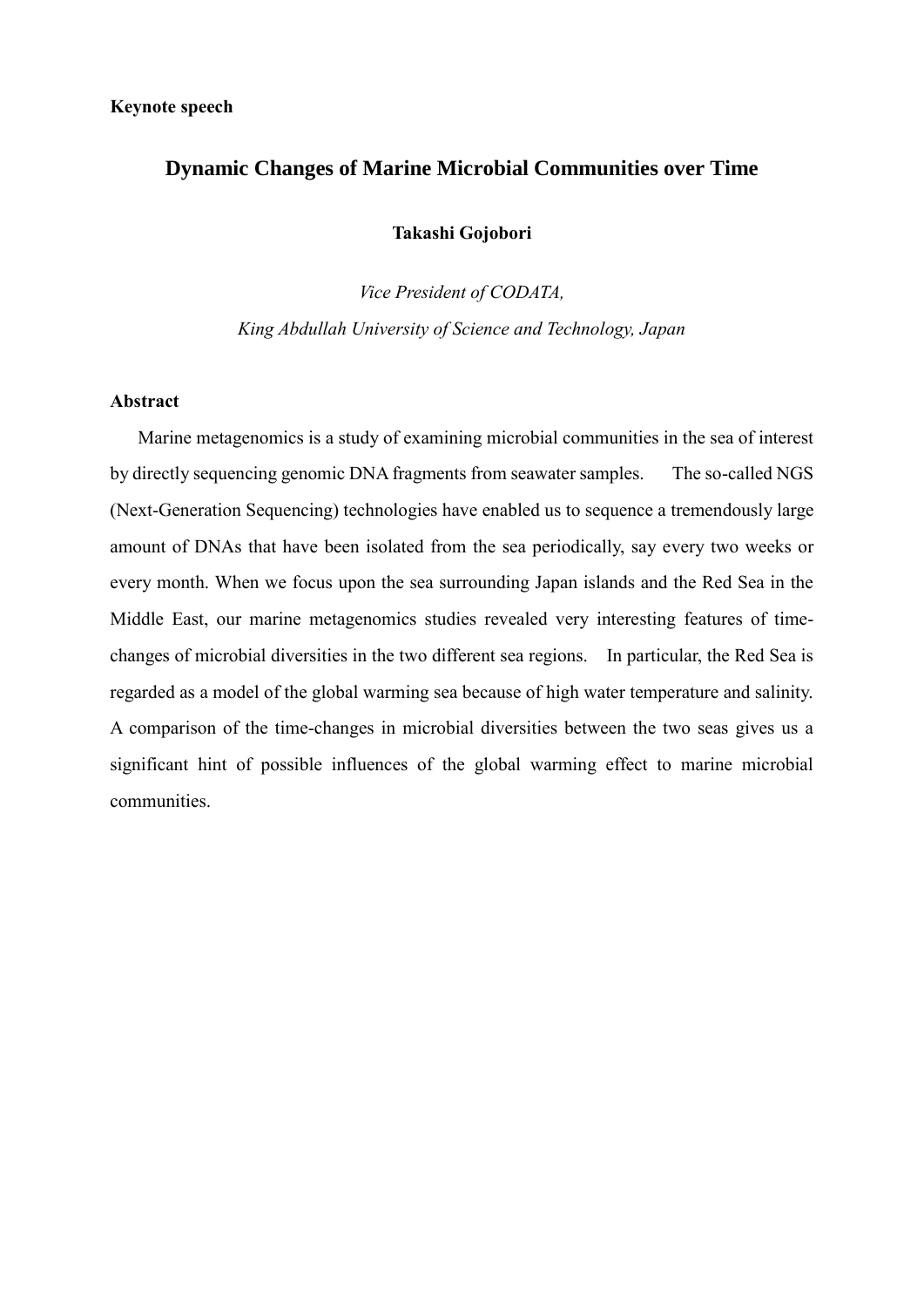**Keynote speech**

# Dynamic Changes of Marine Microbial Communities over Time

**Takashi Gojobori**

*Vice President of CODATA,*

*King Abdullah University of Science and Technology, Japan*

**Abstract**

Marine metagenomics is a study of examining microbial communities in the sea of interest by directly sequencing genomic DNA fragments from seawater samples. The so-called NGS (Next-Generation Sequencing) technologies have enabled us to sequence a tremendously large amount of DNAs that have been isolated from the sea periodically, say every two weeks or every month. When we focus upon the sea surrounding Japan islands and the Red Sea in the Middle East, our marine metagenomics studies revealed very interesting features of time-changes of microbial diversities in the two different sea regions. In particular, the Red Sea is regarded as a model of the global warming sea because of high water temperature and salinity. A comparison of the time-changes in microbial diversities between the two seas gives us a significant hint of possible influences of the global warming effect to marine microbial communities.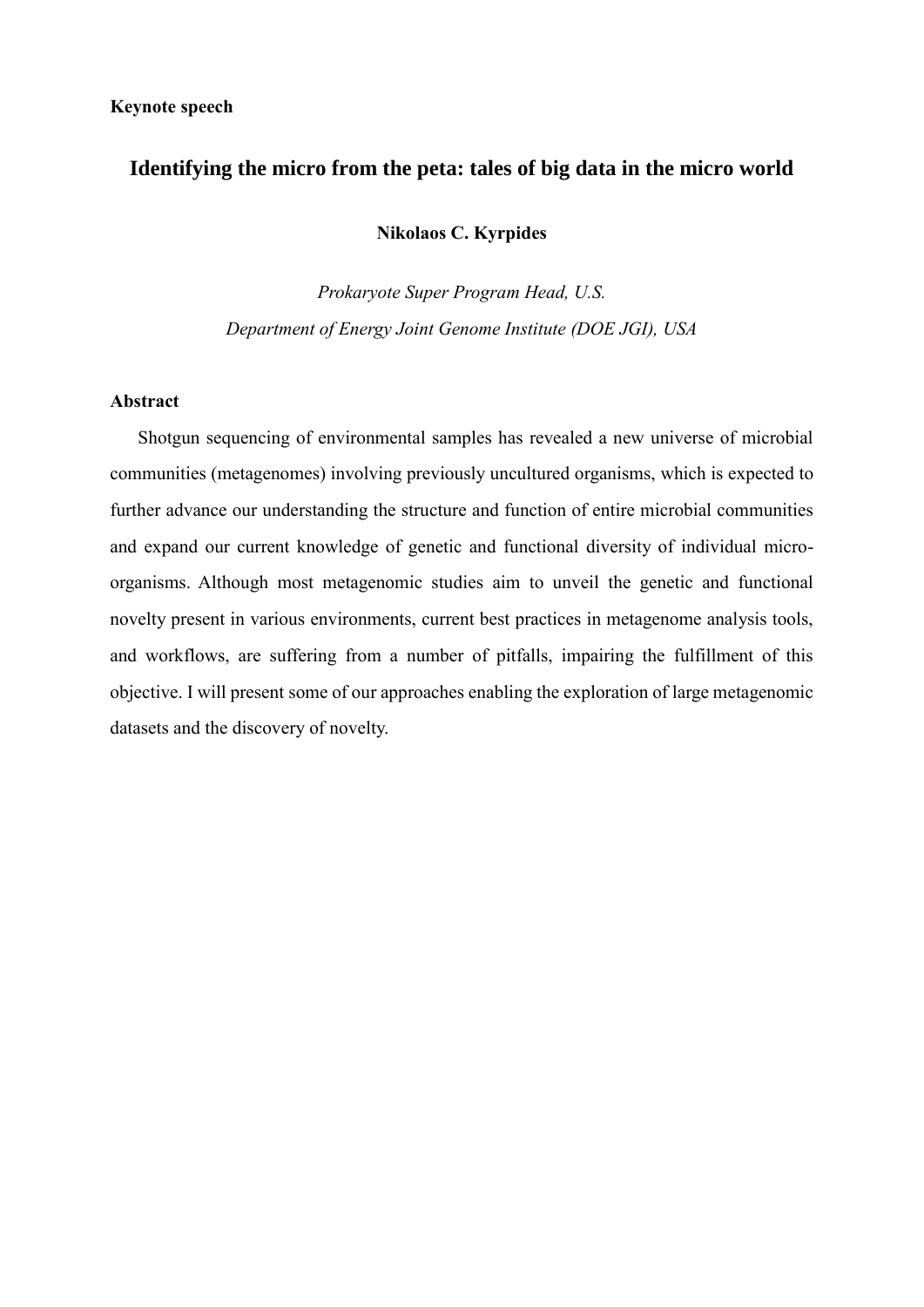**Keynote speech**

# Identifying the micro from the peta: tales of big data in the micro world

**Nikolaos C. Kyrpides**

*Prokaryote Super Program Head, U.S.*
*Department of Energy Joint Genome Institute (DOE JGI), USA*

## Abstract

Shotgun sequencing of environmental samples has revealed a new universe of microbial communities (metagenomes) involving previously uncultured organisms, which is expected to further advance our understanding the structure and function of entire microbial communities and expand our current knowledge of genetic and functional diversity of individual micro-organisms. Although most metagenomic studies aim to unveil the genetic and functional novelty present in various environments, current best practices in metagenome analysis tools, and workflows, are suffering from a number of pitfalls, impairing the fulfillment of this objective. I will present some of our approaches enabling the exploration of large metagenomic datasets and the discovery of novelty.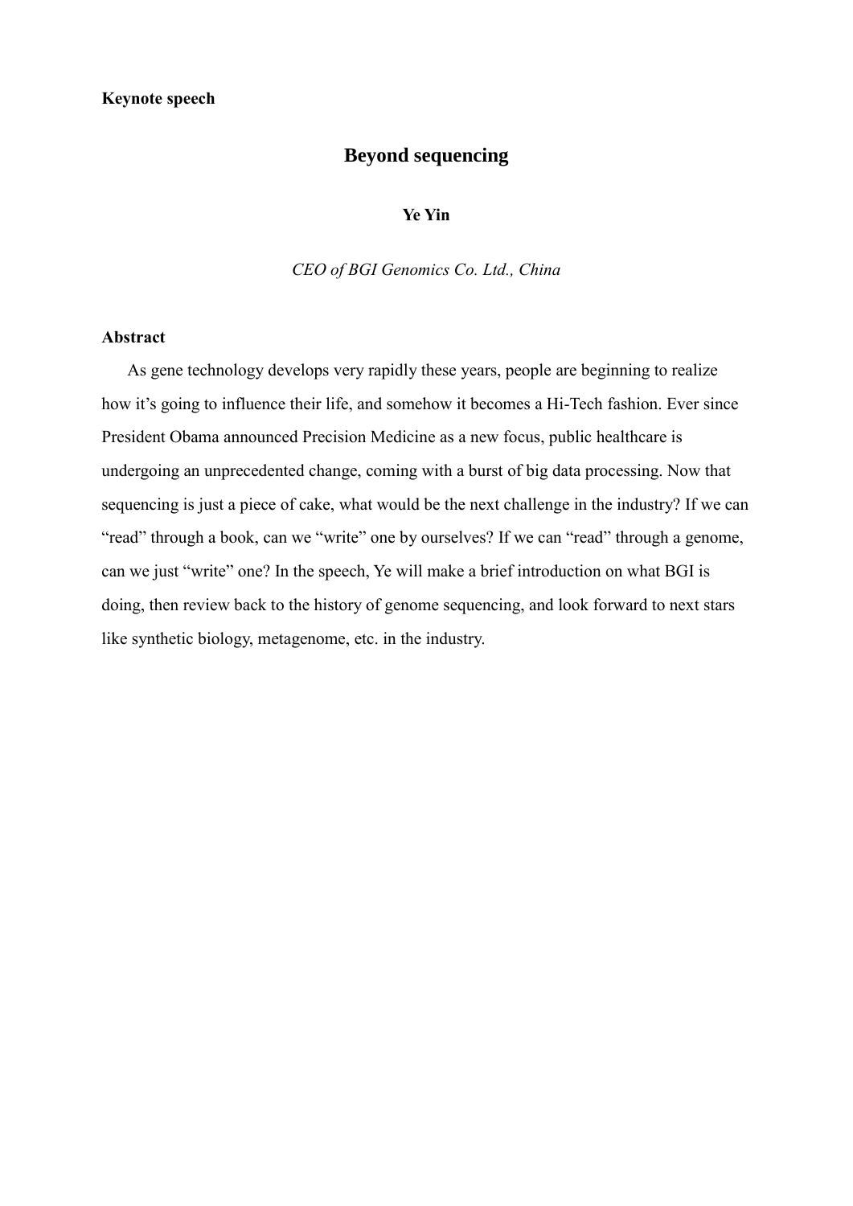**Keynote speech**

# Beyond sequencing

**Ye Yin**

*CEO of BGI Genomics Co. Ltd., China*

**Abstract**

As gene technology develops very rapidly these years, people are beginning to realize how it's going to influence their life, and somehow it becomes a Hi-Tech fashion. Ever since President Obama announced Precision Medicine as a new focus, public healthcare is undergoing an unprecedented change, coming with a burst of big data processing. Now that sequencing is just a piece of cake, what would be the next challenge in the industry? If we can "read" through a book, can we "write" one by ourselves? If we can "read" through a genome, can we just "write" one? In the speech, Ye will make a brief introduction on what BGI is doing, then review back to the history of genome sequencing, and look forward to next stars like synthetic biology, metagenome, etc. in the industry.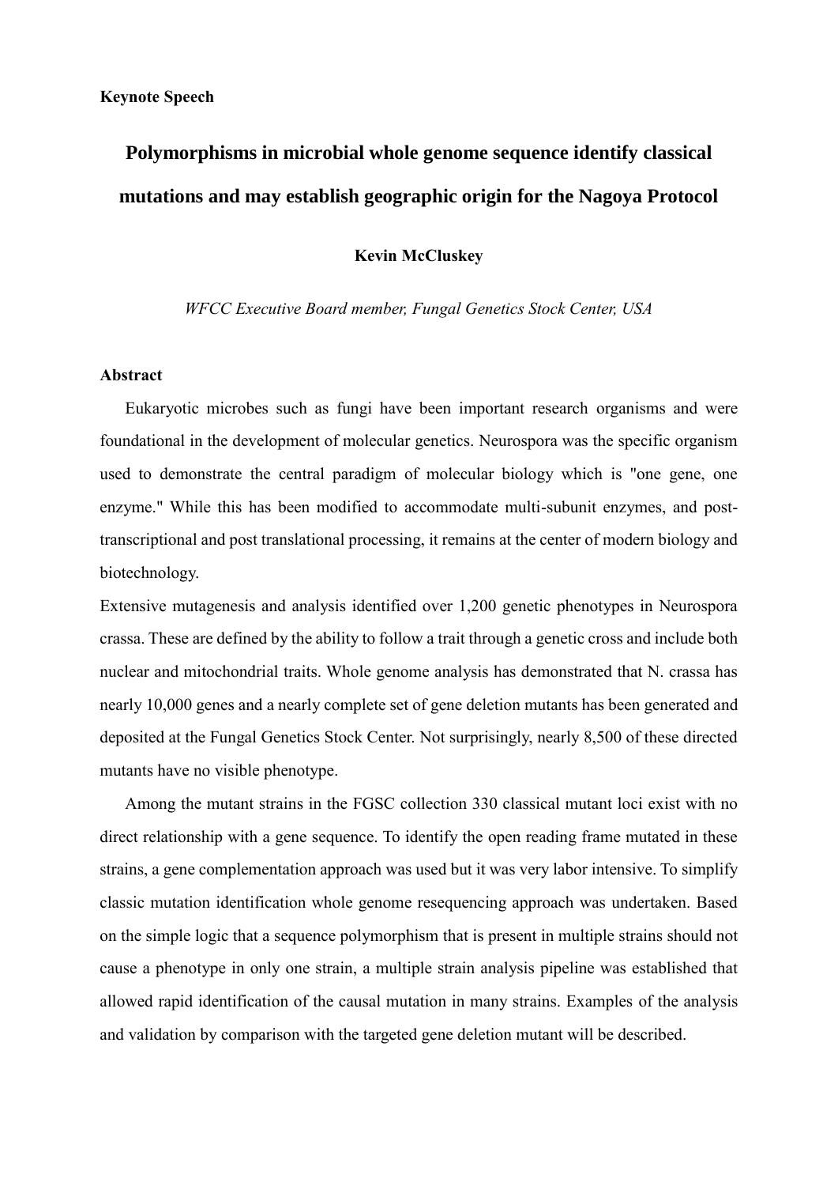**Keynote Speech**

# Polymorphisms in microbial whole genome sequence identify classical mutations and may establish geographic origin for the Nagoya Protocol

**Kevin McCluskey**

*WFCC Executive Board member, Fungal Genetics Stock Center, USA*

## Abstract

Eukaryotic microbes such as fungi have been important research organisms and were foundational in the development of molecular genetics. Neurospora was the specific organism used to demonstrate the central paradigm of molecular biology which is "one gene, one enzyme." While this has been modified to accommodate multi-subunit enzymes, and post-transcriptional and post translational processing, it remains at the center of modern biology and biotechnology.

Extensive mutagenesis and analysis identified over 1,200 genetic phenotypes in Neurospora crassa. These are defined by the ability to follow a trait through a genetic cross and include both nuclear and mitochondrial traits. Whole genome analysis has demonstrated that N. crassa has nearly 10,000 genes and a nearly complete set of gene deletion mutants has been generated and deposited at the Fungal Genetics Stock Center. Not surprisingly, nearly 8,500 of these directed mutants have no visible phenotype.

Among the mutant strains in the FGSC collection 330 classical mutant loci exist with no direct relationship with a gene sequence. To identify the open reading frame mutated in these strains, a gene complementation approach was used but it was very labor intensive. To simplify classic mutation identification whole genome resequencing approach was undertaken. Based on the simple logic that a sequence polymorphism that is present in multiple strains should not cause a phenotype in only one strain, a multiple strain analysis pipeline was established that allowed rapid identification of the causal mutation in many strains. Examples of the analysis and validation by comparison with the targeted gene deletion mutant will be described.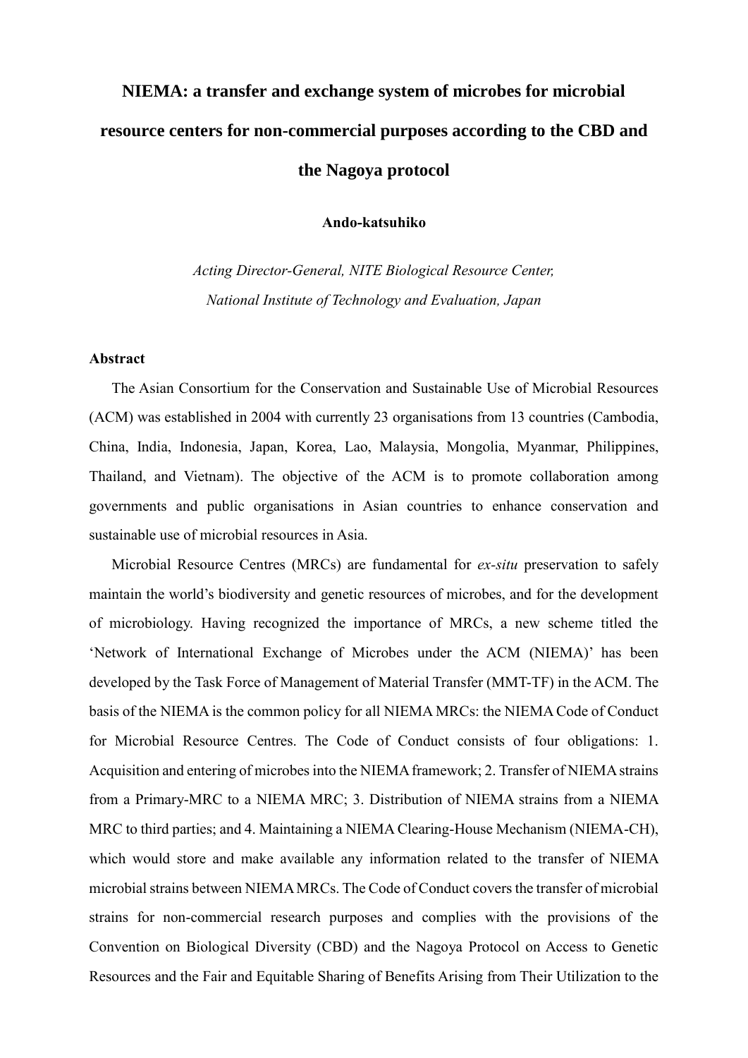# NIEMA: a transfer and exchange system of microbes for microbial resource centers for non-commercial purposes according to the CBD and the Nagoya protocol

**Ando-katsuhiko**

*Acting Director-General, NITE Biological Resource Center,*
*National Institute of Technology and Evaluation, Japan*

### Abstract

The Asian Consortium for the Conservation and Sustainable Use of Microbial Resources (ACM) was established in 2004 with currently 23 organisations from 13 countries (Cambodia, China, India, Indonesia, Japan, Korea, Lao, Malaysia, Mongolia, Myanmar, Philippines, Thailand, and Vietnam). The objective of the ACM is to promote collaboration among governments and public organisations in Asian countries to enhance conservation and sustainable use of microbial resources in Asia.

Microbial Resource Centres (MRCs) are fundamental for *ex-situ* preservation to safely maintain the world's biodiversity and genetic resources of microbes, and for the development of microbiology. Having recognized the importance of MRCs, a new scheme titled the 'Network of International Exchange of Microbes under the ACM (NIEMA)' has been developed by the Task Force of Management of Material Transfer (MMT-TF) in the ACM. The basis of the NIEMA is the common policy for all NIEMA MRCs: the NIEMA Code of Conduct for Microbial Resource Centres. The Code of Conduct consists of four obligations: 1. Acquisition and entering of microbes into the NIEMA framework; 2. Transfer of NIEMA strains from a Primary-MRC to a NIEMA MRC; 3. Distribution of NIEMA strains from a NIEMA MRC to third parties; and 4. Maintaining a NIEMA Clearing-House Mechanism (NIEMA-CH), which would store and make available any information related to the transfer of NIEMA microbial strains between NIEMA MRCs. The Code of Conduct covers the transfer of microbial strains for non-commercial research purposes and complies with the provisions of the Convention on Biological Diversity (CBD) and the Nagoya Protocol on Access to Genetic Resources and the Fair and Equitable Sharing of Benefits Arising from Their Utilization to the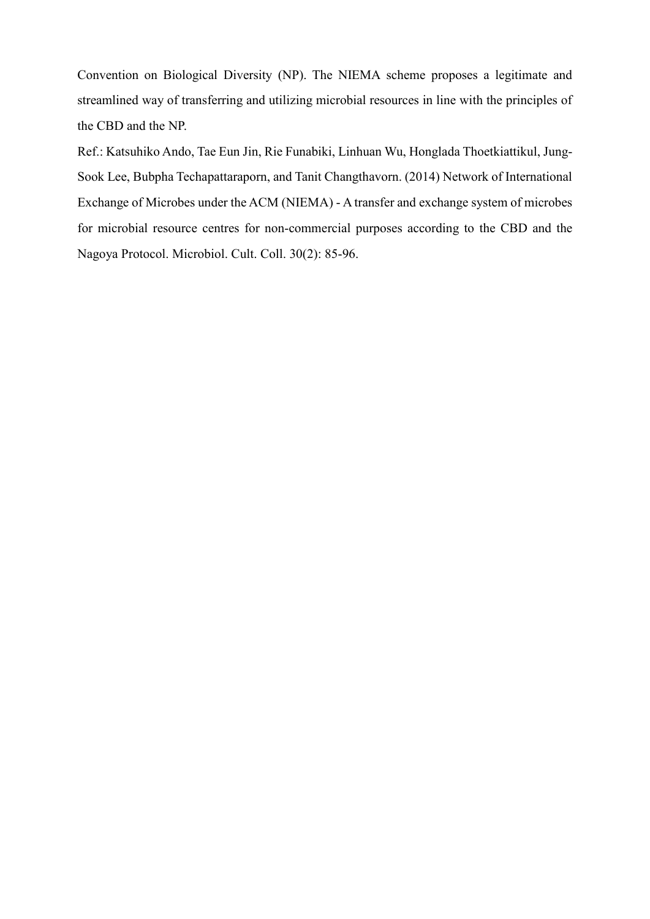Convention on Biological Diversity (NP). The NIEMA scheme proposes a legitimate and streamlined way of transferring and utilizing microbial resources in line with the principles of the CBD and the NP.

Ref.: Katsuhiko Ando, Tae Eun Jin, Rie Funabiki, Linhuan Wu, Honglada Thoetkiattikul, Jung-Sook Lee, Bubpha Techapattaraporn, and Tanit Changthavorn. (2014) Network of International Exchange of Microbes under the ACM (NIEMA) - A transfer and exchange system of microbes for microbial resource centres for non-commercial purposes according to the CBD and the Nagoya Protocol. Microbiol. Cult. Coll. 30(2): 85-96.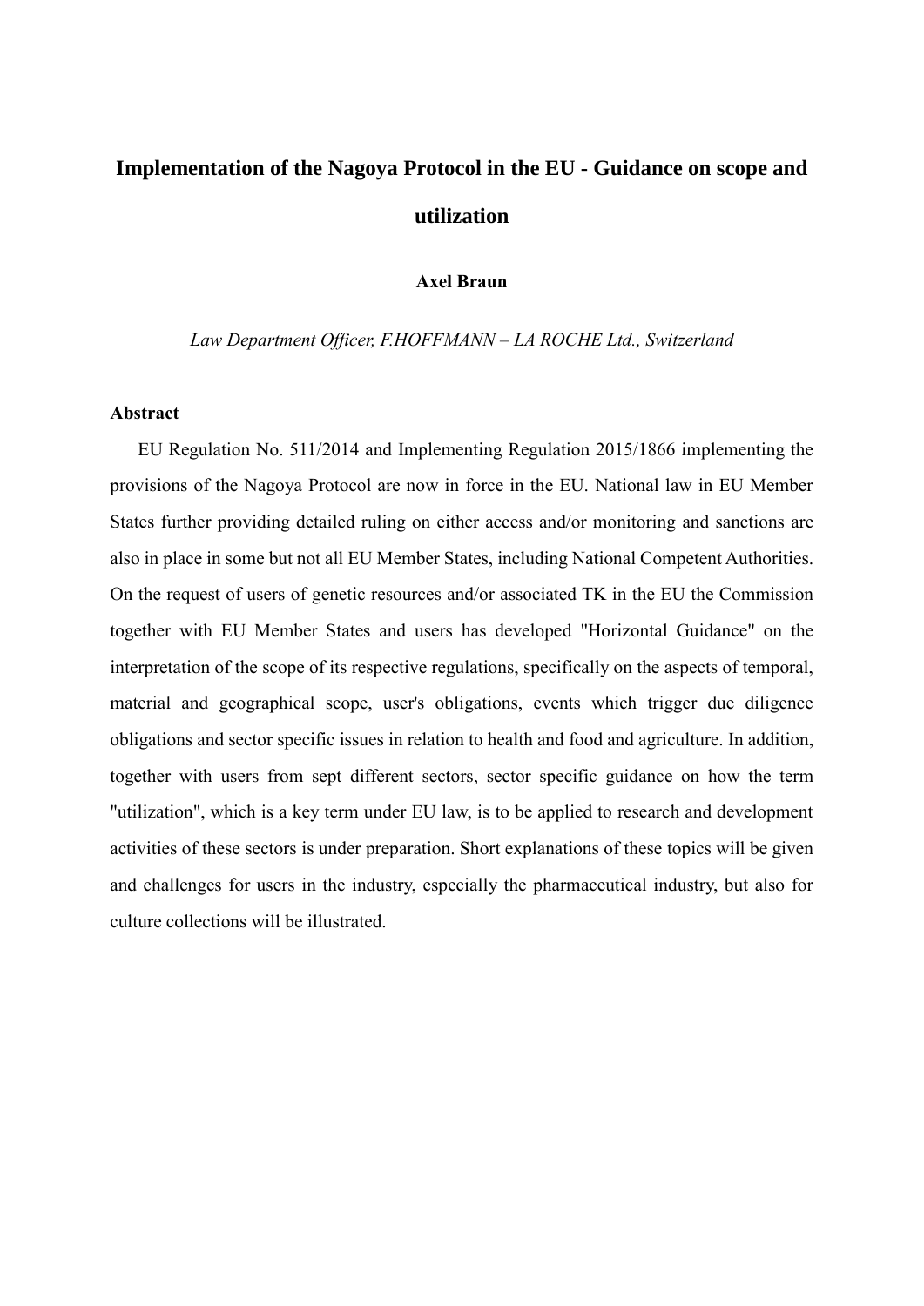# Implementation of the Nagoya Protocol in the EU - Guidance on scope and utilization

**Axel Braun**

*Law Department Officer, F.HOFFMANN – LA ROCHE Ltd., Switzerland*

**Abstract**

EU Regulation No. 511/2014 and Implementing Regulation 2015/1866 implementing the provisions of the Nagoya Protocol are now in force in the EU. National law in EU Member States further providing detailed ruling on either access and/or monitoring and sanctions are also in place in some but not all EU Member States, including National Competent Authorities. On the request of users of genetic resources and/or associated TK in the EU the Commission together with EU Member States and users has developed "Horizontal Guidance" on the interpretation of the scope of its respective regulations, specifically on the aspects of temporal, material and geographical scope, user's obligations, events which trigger due diligence obligations and sector specific issues in relation to health and food and agriculture. In addition, together with users from sept different sectors, sector specific guidance on how the term "utilization", which is a key term under EU law, is to be applied to research and development activities of these sectors is under preparation. Short explanations of these topics will be given and challenges for users in the industry, especially the pharmaceutical industry, but also for culture collections will be illustrated.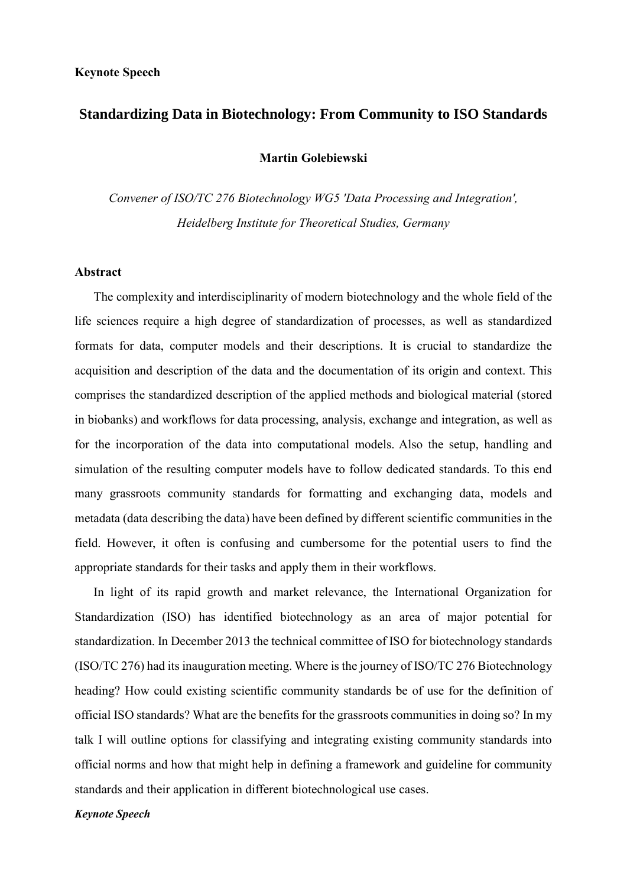**Keynote Speech**

# Standardizing Data in Biotechnology: From Community to ISO Standards

**Martin Golebiewski**

*Convener of ISO/TC 276 Biotechnology WG5 'Data Processing and Integration', Heidelberg Institute for Theoretical Studies, Germany*

**Abstract**

The complexity and interdisciplinarity of modern biotechnology and the whole field of the life sciences require a high degree of standardization of processes, as well as standardized formats for data, computer models and their descriptions. It is crucial to standardize the acquisition and description of the data and the documentation of its origin and context. This comprises the standardized description of the applied methods and biological material (stored in biobanks) and workflows for data processing, analysis, exchange and integration, as well as for the incorporation of the data into computational models. Also the setup, handling and simulation of the resulting computer models have to follow dedicated standards. To this end many grassroots community standards for formatting and exchanging data, models and metadata (data describing the data) have been defined by different scientific communities in the field. However, it often is confusing and cumbersome for the potential users to find the appropriate standards for their tasks and apply them in their workflows.

In light of its rapid growth and market relevance, the International Organization for Standardization (ISO) has identified biotechnology as an area of major potential for standardization. In December 2013 the technical committee of ISO for biotechnology standards (ISO/TC 276) had its inauguration meeting. Where is the journey of ISO/TC 276 Biotechnology heading? How could existing scientific community standards be of use for the definition of official ISO standards? What are the benefits for the grassroots communities in doing so? In my talk I will outline options for classifying and integrating existing community standards into official norms and how that might help in defining a framework and guideline for community standards and their application in different biotechnological use cases.

***Keynote Speech***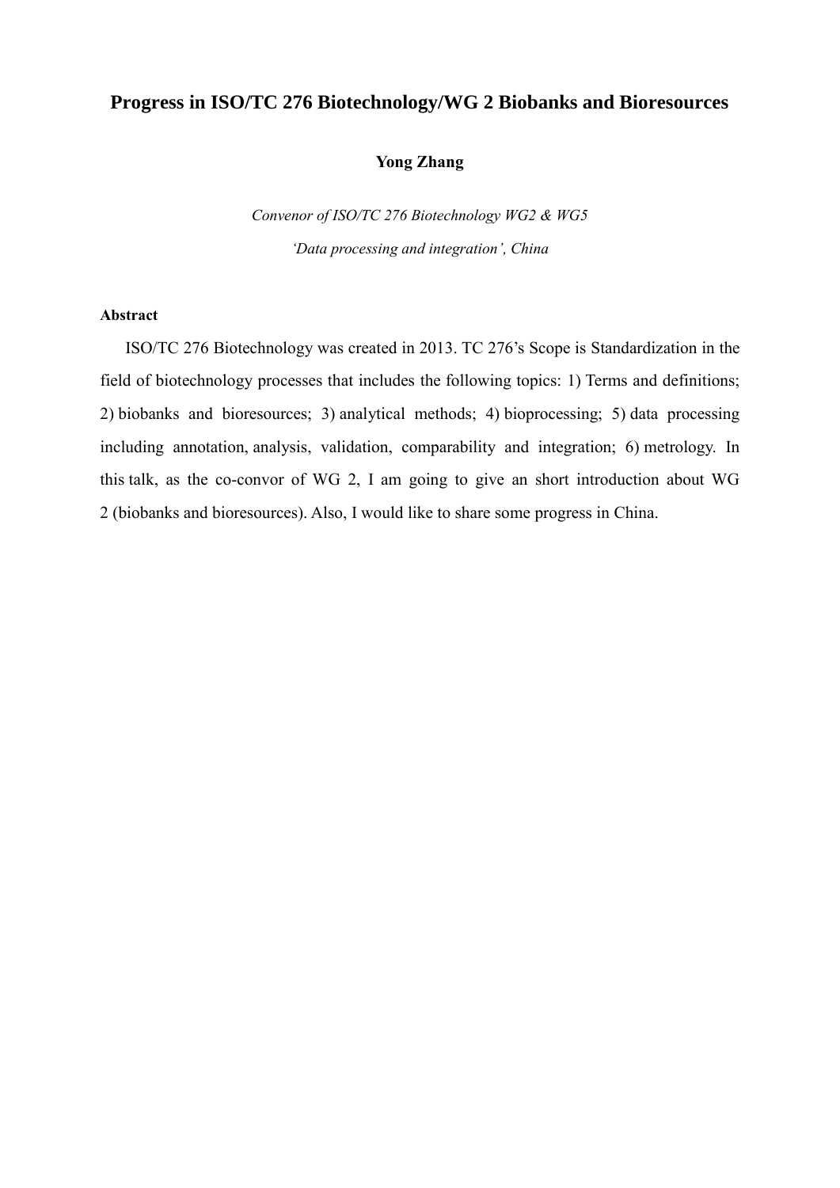# Progress in ISO/TC 276 Biotechnology/WG 2 Biobanks and Bioresources

**Yong Zhang**

*Convenor of ISO/TC 276 Biotechnology WG2 & WG5*

*'Data processing and integration', China*

**Abstract**

ISO/TC 276 Biotechnology was created in 2013. TC 276's Scope is Standardization in the field of biotechnology processes that includes the following topics: 1) Terms and definitions; 2) biobanks and bioresources; 3) analytical methods; 4) bioprocessing; 5) data processing including annotation, analysis, validation, comparability and integration; 6) metrology. In this talk, as the co-convor of WG 2, I am going to give an short introduction about WG 2 (biobanks and bioresources). Also, I would like to share some progress in China.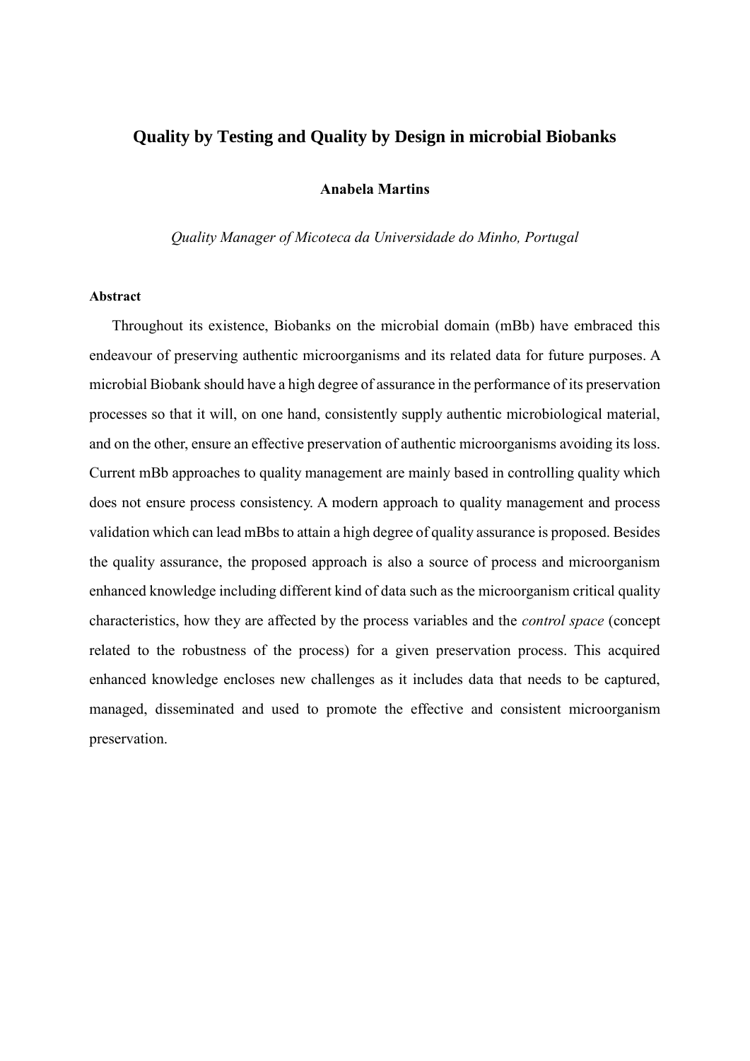# Quality by Testing and Quality by Design in microbial Biobanks

**Anabela Martins**

*Quality Manager of Micoteca da Universidade do Minho, Portugal*

**Abstract**

Throughout its existence, Biobanks on the microbial domain (mBb) have embraced this endeavour of preserving authentic microorganisms and its related data for future purposes. A microbial Biobank should have a high degree of assurance in the performance of its preservation processes so that it will, on one hand, consistently supply authentic microbiological material, and on the other, ensure an effective preservation of authentic microorganisms avoiding its loss. Current mBb approaches to quality management are mainly based in controlling quality which does not ensure process consistency. A modern approach to quality management and process validation which can lead mBbs to attain a high degree of quality assurance is proposed. Besides the quality assurance, the proposed approach is also a source of process and microorganism enhanced knowledge including different kind of data such as the microorganism critical quality characteristics, how they are affected by the process variables and the *control space* (concept related to the robustness of the process) for a given preservation process. This acquired enhanced knowledge encloses new challenges as it includes data that needs to be captured, managed, disseminated and used to promote the effective and consistent microorganism preservation.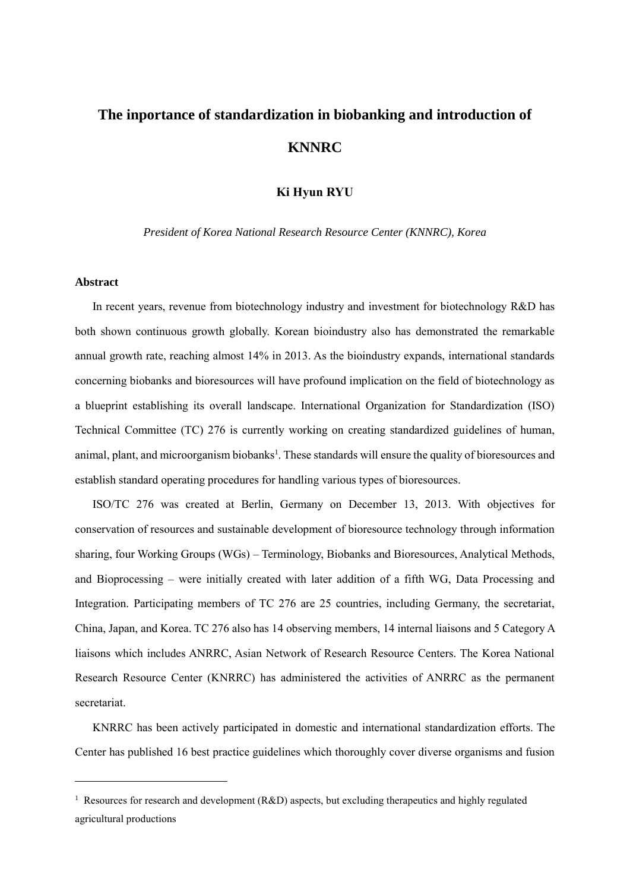# The inportance of standardization in biobanking and introduction of KNNRC

**Ki Hyun RYU**

*President of Korea National Research Resource Center (KNNRC), Korea*

**Abstract**

In recent years, revenue from biotechnology industry and investment for biotechnology R&D has both shown continuous growth globally. Korean bioindustry also has demonstrated the remarkable annual growth rate, reaching almost 14% in 2013. As the bioindustry expands, international standards concerning biobanks and bioresources will have profound implication on the field of biotechnology as a blueprint establishing its overall landscape. International Organization for Standardization (ISO) Technical Committee (TC) 276 is currently working on creating standardized guidelines of human, animal, plant, and microorganism biobanks[1]. These standards will ensure the quality of bioresources and establish standard operating procedures for handling various types of bioresources.

ISO/TC 276 was created at Berlin, Germany on December 13, 2013. With objectives for conservation of resources and sustainable development of bioresource technology through information sharing, four Working Groups (WGs) – Terminology, Biobanks and Bioresources, Analytical Methods, and Bioprocessing – were initially created with later addition of a fifth WG, Data Processing and Integration. Participating members of TC 276 are 25 countries, including Germany, the secretariat, China, Japan, and Korea. TC 276 also has 14 observing members, 14 internal liaisons and 5 Category A liaisons which includes ANRRC, Asian Network of Research Resource Centers. The Korea National Research Resource Center (KNRRC) has administered the activities of ANRRC as the permanent secretariat.

KNRRC has been actively participated in domestic and international standardization efforts. The Center has published 16 best practice guidelines which thoroughly cover diverse organisms and fusion

---

[1] Resources for research and development (R&D) aspects, but excluding therapeutics and highly regulated agricultural productions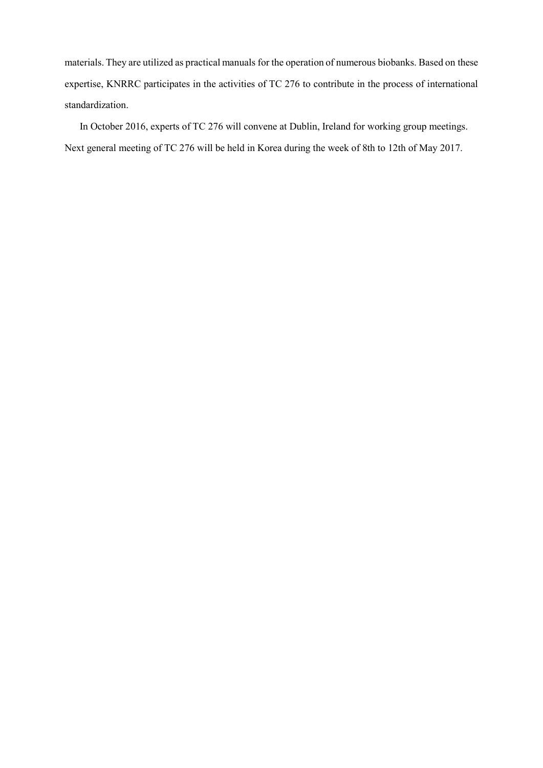materials. They are utilized as practical manuals for the operation of numerous biobanks. Based on these expertise, KNRRC participates in the activities of TC 276 to contribute in the process of international standardization.

In October 2016, experts of TC 276 will convene at Dublin, Ireland for working group meetings. Next general meeting of TC 276 will be held in Korea during the week of 8th to 12th of May 2017.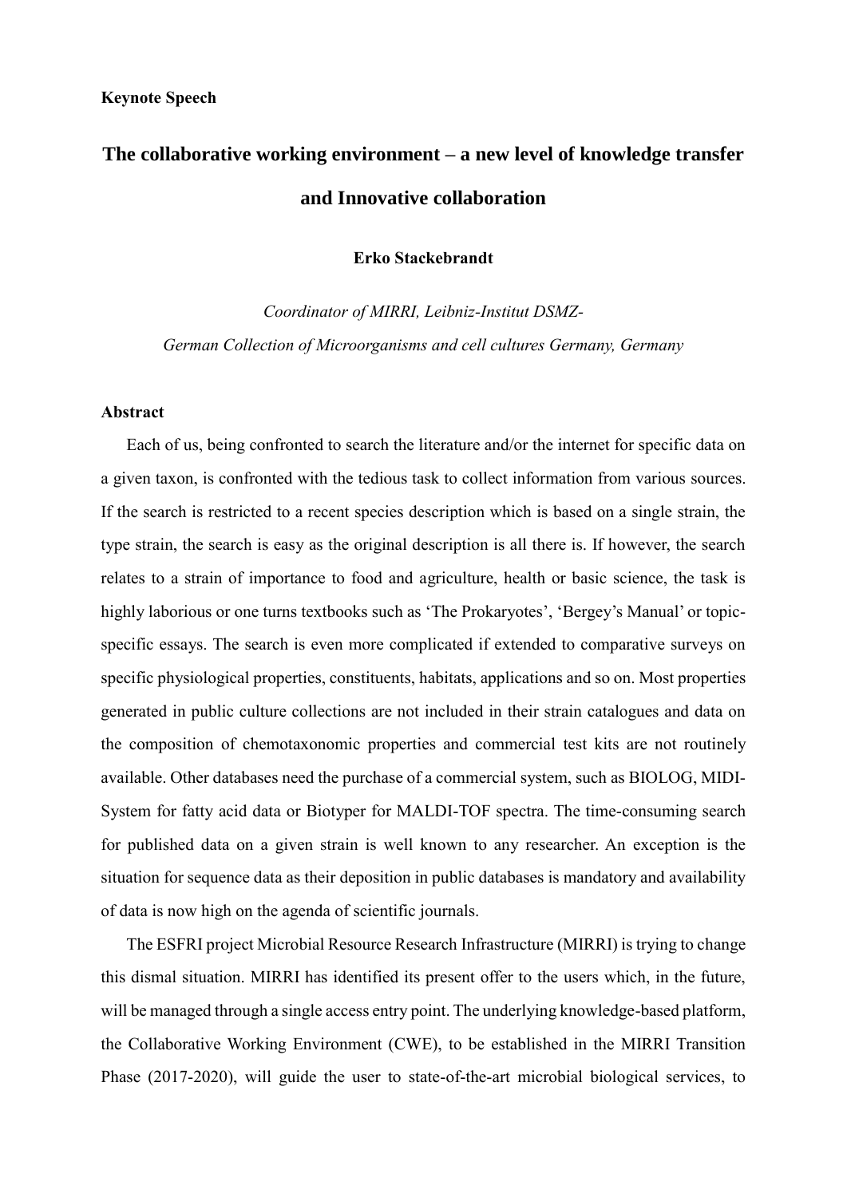**Keynote Speech**

# The collaborative working environment – a new level of knowledge transfer and Innovative collaboration

**Erko Stackebrandt**

*Coordinator of MIRRI, Leibniz-Institut DSMZ-*
*German Collection of Microorganisms and cell cultures Germany, Germany*

## Abstract

Each of us, being confronted to search the literature and/or the internet for specific data on a given taxon, is confronted with the tedious task to collect information from various sources. If the search is restricted to a recent species description which is based on a single strain, the type strain, the search is easy as the original description is all there is. If however, the search relates to a strain of importance to food and agriculture, health or basic science, the task is highly laborious or one turns textbooks such as 'The Prokaryotes', 'Bergey's Manual' or topic-specific essays. The search is even more complicated if extended to comparative surveys on specific physiological properties, constituents, habitats, applications and so on. Most properties generated in public culture collections are not included in their strain catalogues and data on the composition of chemotaxonomic properties and commercial test kits are not routinely available. Other databases need the purchase of a commercial system, such as BIOLOG, MIDI-System for fatty acid data or Biotyper for MALDI-TOF spectra. The time-consuming search for published data on a given strain is well known to any researcher. An exception is the situation for sequence data as their deposition in public databases is mandatory and availability of data is now high on the agenda of scientific journals.

The ESFRI project Microbial Resource Research Infrastructure (MIRRI) is trying to change this dismal situation. MIRRI has identified its present offer to the users which, in the future, will be managed through a single access entry point. The underlying knowledge-based platform, the Collaborative Working Environment (CWE), to be established in the MIRRI Transition Phase (2017-2020), will guide the user to state-of-the-art microbial biological services, to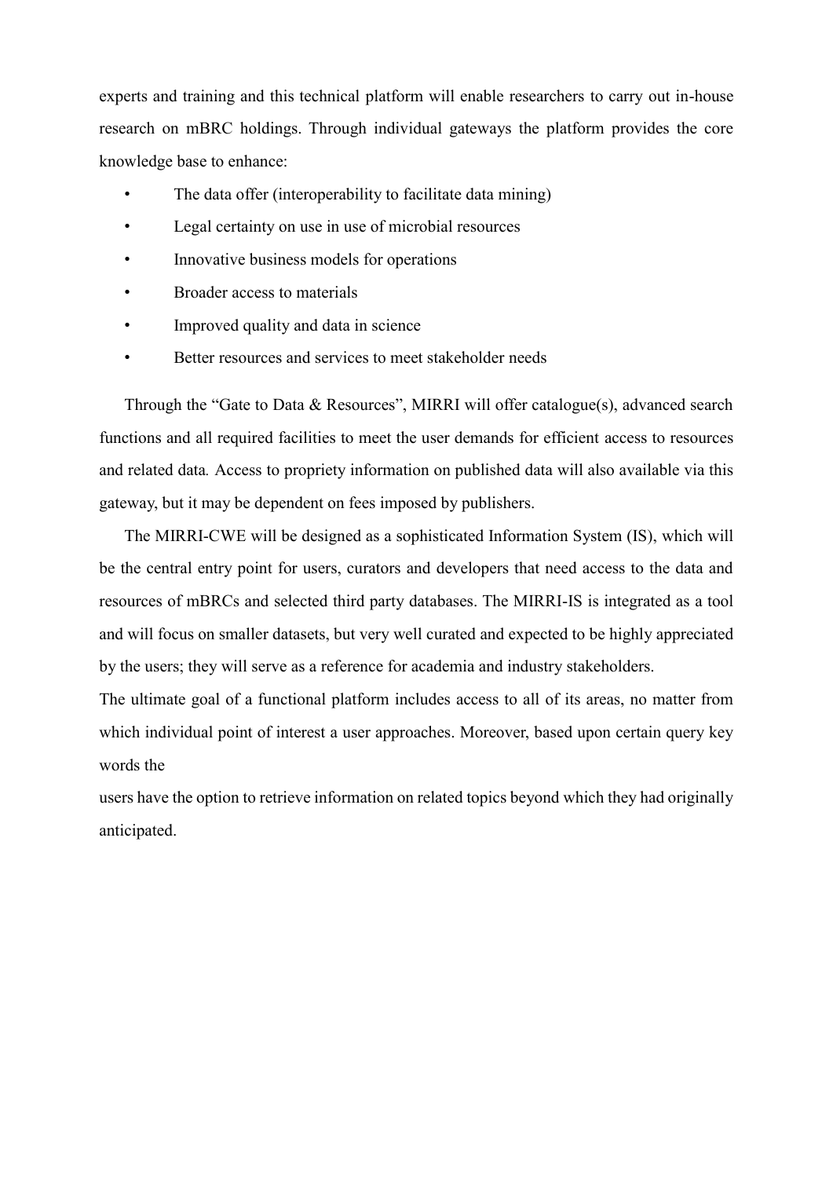experts and training and this technical platform will enable researchers to carry out in-house research on mBRC holdings. Through individual gateways the platform provides the core knowledge base to enhance:

- The data offer (interoperability to facilitate data mining)
- Legal certainty on use in use of microbial resources
- Innovative business models for operations
- Broader access to materials
- Improved quality and data in science
- Better resources and services to meet stakeholder needs

Through the "Gate to Data & Resources", MIRRI will offer catalogue(s), advanced search functions and all required facilities to meet the user demands for efficient access to resources and related data. Access to propriety information on published data will also available via this gateway, but it may be dependent on fees imposed by publishers.

The MIRRI-CWE will be designed as a sophisticated Information System (IS), which will be the central entry point for users, curators and developers that need access to the data and resources of mBRCs and selected third party databases. The MIRRI-IS is integrated as a tool and will focus on smaller datasets, but very well curated and expected to be highly appreciated by the users; they will serve as a reference for academia and industry stakeholders.

The ultimate goal of a functional platform includes access to all of its areas, no matter from which individual point of interest a user approaches. Moreover, based upon certain query key words the users have the option to retrieve information on related topics beyond which they had originally anticipated.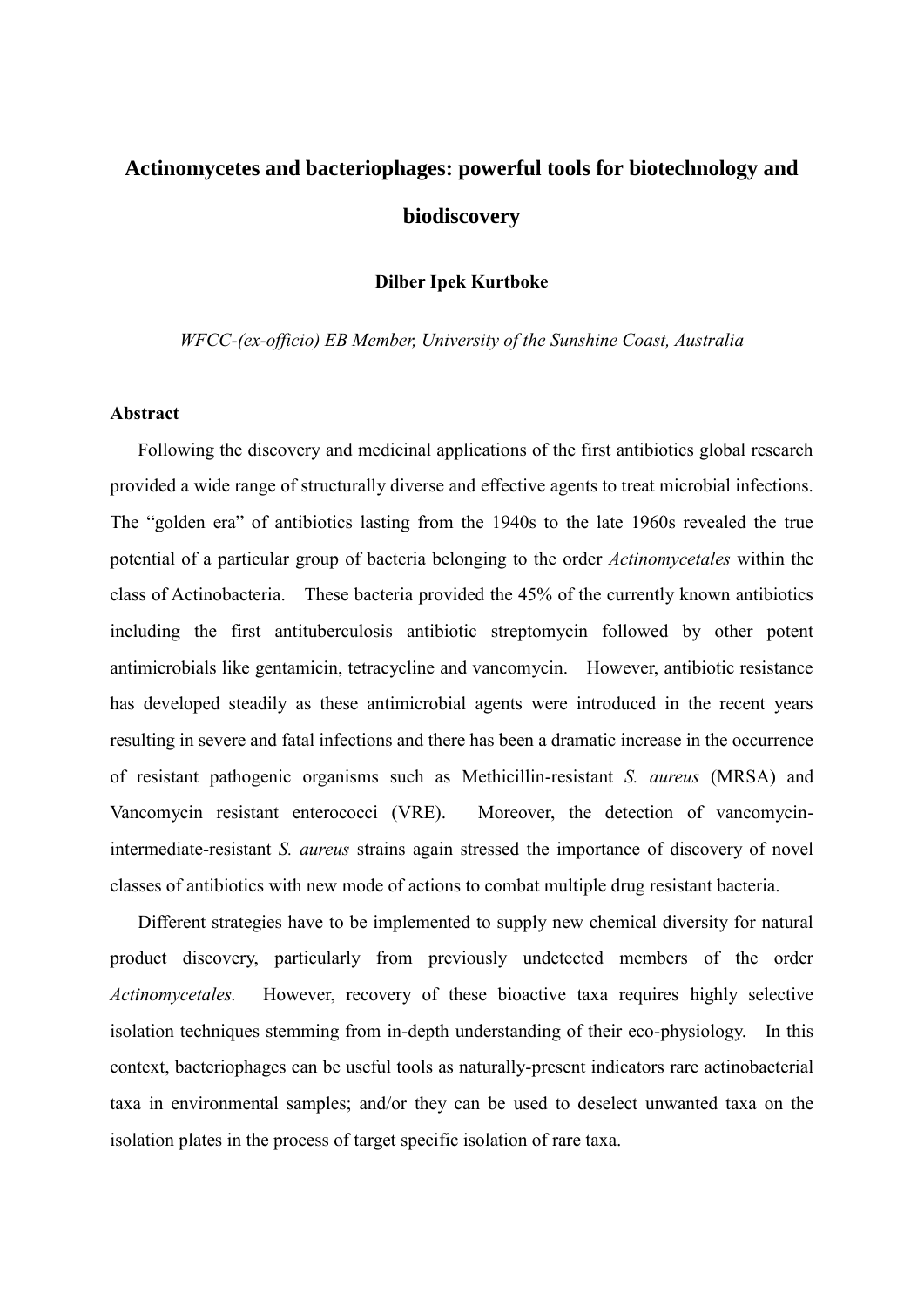# Actinomycetes and bacteriophages: powerful tools for biotechnology and biodiscovery

**Dilber Ipek Kurtboke**

*WFCC-(ex-officio) EB Member, University of the Sunshine Coast, Australia*

**Abstract**

Following the discovery and medicinal applications of the first antibiotics global research provided a wide range of structurally diverse and effective agents to treat microbial infections. The "golden era" of antibiotics lasting from the 1940s to the late 1960s revealed the true potential of a particular group of bacteria belonging to the order *Actinomycetales* within the class of Actinobacteria. These bacteria provided the 45% of the currently known antibiotics including the first antituberculosis antibiotic streptomycin followed by other potent antimicrobials like gentamicin, tetracycline and vancomycin. However, antibiotic resistance has developed steadily as these antimicrobial agents were introduced in the recent years resulting in severe and fatal infections and there has been a dramatic increase in the occurrence of resistant pathogenic organisms such as Methicillin-resistant *S. aureus* (MRSA) and Vancomycin resistant enterococci (VRE). Moreover, the detection of vancomycin-intermediate-resistant *S. aureus* strains again stressed the importance of discovery of novel classes of antibiotics with new mode of actions to combat multiple drug resistant bacteria.

Different strategies have to be implemented to supply new chemical diversity for natural product discovery, particularly from previously undetected members of the order *Actinomycetales.* However, recovery of these bioactive taxa requires highly selective isolation techniques stemming from in-depth understanding of their eco-physiology. In this context, bacteriophages can be useful tools as naturally-present indicators rare actinobacterial taxa in environmental samples; and/or they can be used to deselect unwanted taxa on the isolation plates in the process of target specific isolation of rare taxa.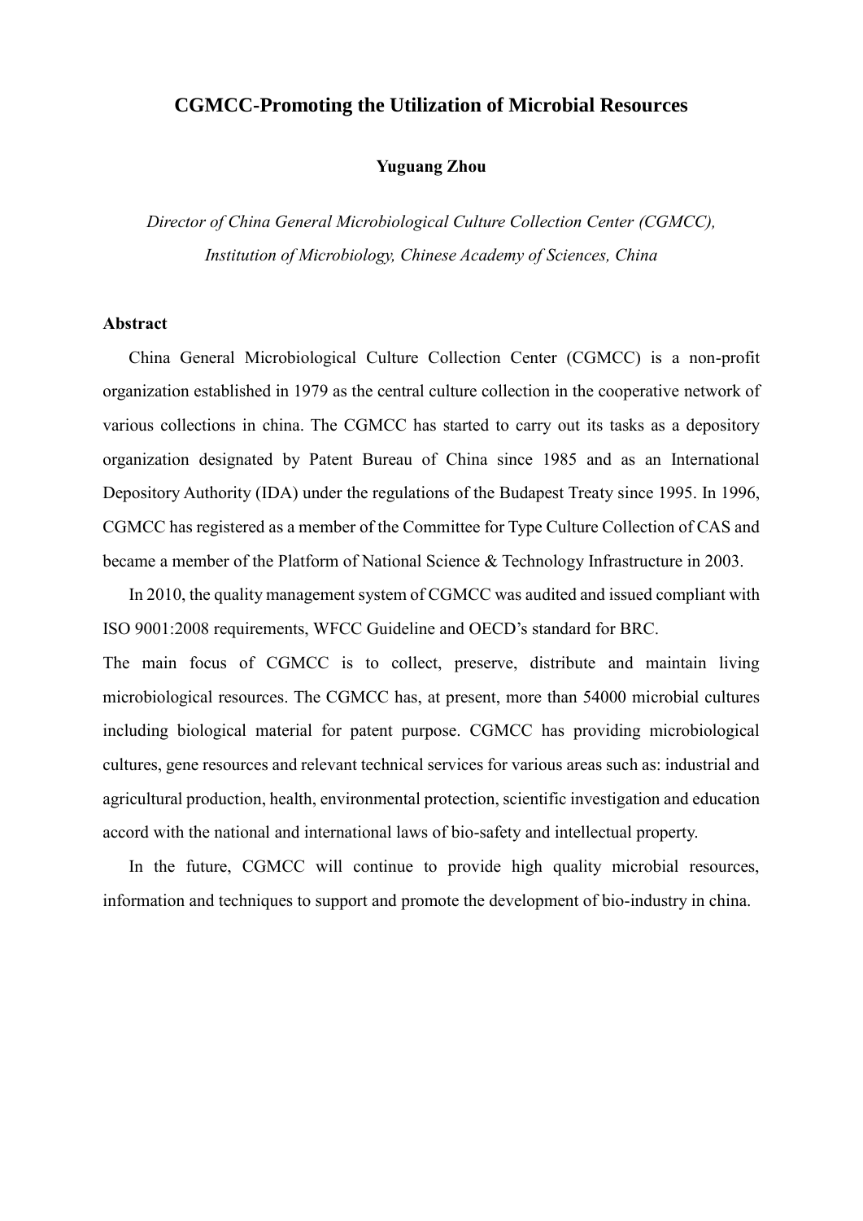# CGMCC-Promoting the Utilization of Microbial Resources

**Yuguang Zhou**

*Director of China General Microbiological Culture Collection Center (CGMCC), Institution of Microbiology, Chinese Academy of Sciences, China*

**Abstract**

China General Microbiological Culture Collection Center (CGMCC) is a non-profit organization established in 1979 as the central culture collection in the cooperative network of various collections in china. The CGMCC has started to carry out its tasks as a depository organization designated by Patent Bureau of China since 1985 and as an International Depository Authority (IDA) under the regulations of the Budapest Treaty since 1995. In 1996, CGMCC has registered as a member of the Committee for Type Culture Collection of CAS and became a member of the Platform of National Science & Technology Infrastructure in 2003.

In 2010, the quality management system of CGMCC was audited and issued compliant with ISO 9001:2008 requirements, WFCC Guideline and OECD's standard for BRC.

The main focus of CGMCC is to collect, preserve, distribute and maintain living microbiological resources. The CGMCC has, at present, more than 54000 microbial cultures including biological material for patent purpose. CGMCC has providing microbiological cultures, gene resources and relevant technical services for various areas such as: industrial and agricultural production, health, environmental protection, scientific investigation and education accord with the national and international laws of bio-safety and intellectual property.

In the future, CGMCC will continue to provide high quality microbial resources, information and techniques to support and promote the development of bio-industry in china.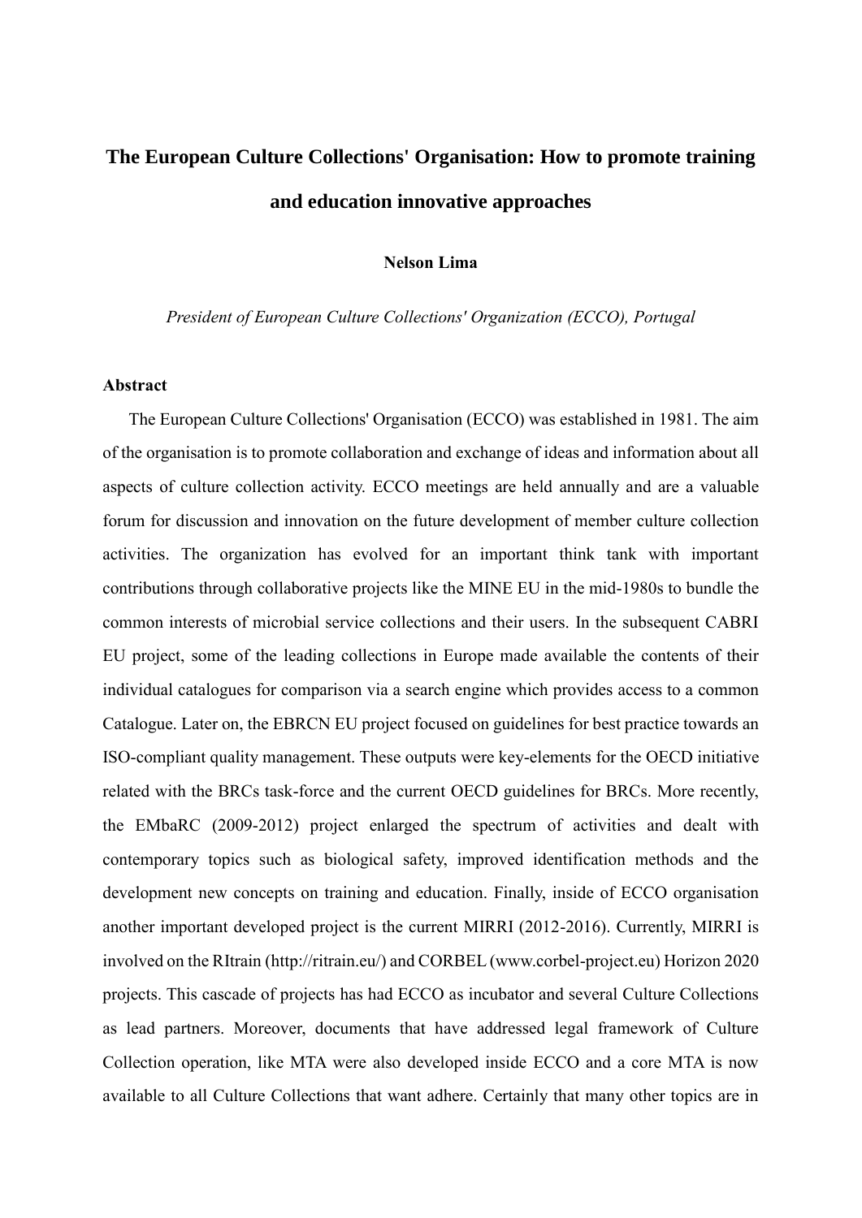# The European Culture Collections' Organisation: How to promote training and education innovative approaches

**Nelson Lima**

*President of European Culture Collections' Organization (ECCO), Portugal*

**Abstract**

The European Culture Collections' Organisation (ECCO) was established in 1981. The aim of the organisation is to promote collaboration and exchange of ideas and information about all aspects of culture collection activity. ECCO meetings are held annually and are a valuable forum for discussion and innovation on the future development of member culture collection activities. The organization has evolved for an important think tank with important contributions through collaborative projects like the MINE EU in the mid-1980s to bundle the common interests of microbial service collections and their users. In the subsequent CABRI EU project, some of the leading collections in Europe made available the contents of their individual catalogues for comparison via a search engine which provides access to a common Catalogue. Later on, the EBRCN EU project focused on guidelines for best practice towards an ISO-compliant quality management. These outputs were key-elements for the OECD initiative related with the BRCs task-force and the current OECD guidelines for BRCs. More recently, the EMbaRC (2009-2012) project enlarged the spectrum of activities and dealt with contemporary topics such as biological safety, improved identification methods and the development new concepts on training and education. Finally, inside of ECCO organisation another important developed project is the current MIRRI (2012-2016). Currently, MIRRI is involved on the RItrain (http://ritrain.eu/) and CORBEL (www.corbel-project.eu) Horizon 2020 projects. This cascade of projects has had ECCO as incubator and several Culture Collections as lead partners. Moreover, documents that have addressed legal framework of Culture Collection operation, like MTA were also developed inside ECCO and a core MTA is now available to all Culture Collections that want adhere. Certainly that many other topics are in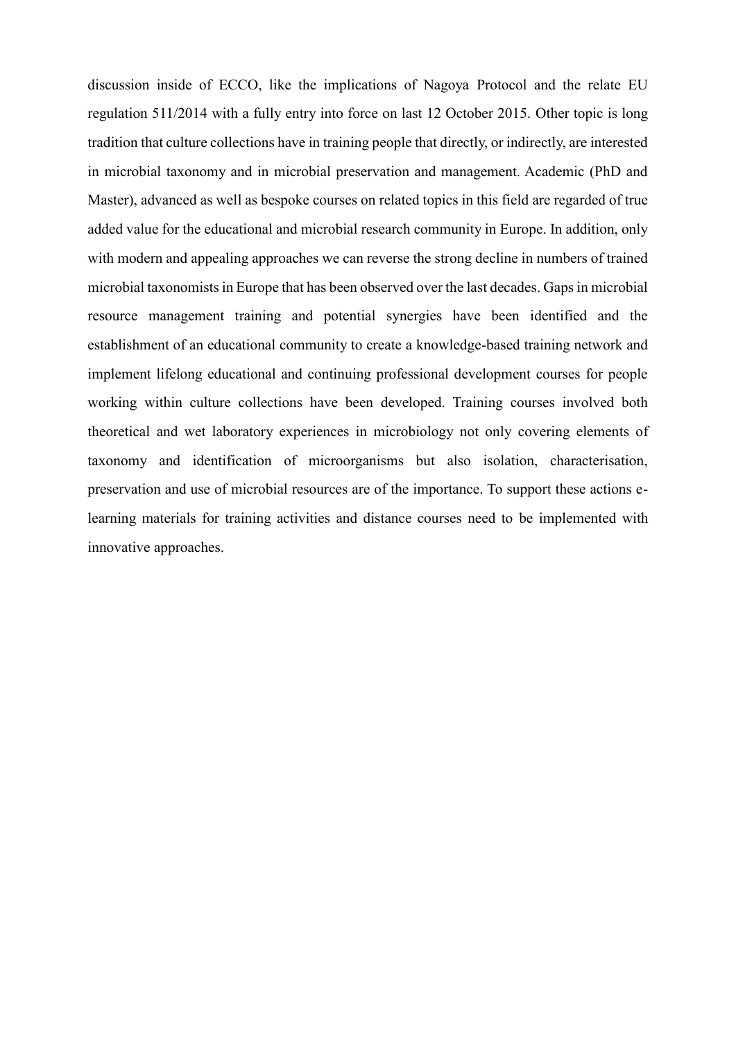discussion inside of ECCO, like the implications of Nagoya Protocol and the relate EU regulation 511/2014 with a fully entry into force on last 12 October 2015. Other topic is long tradition that culture collections have in training people that directly, or indirectly, are interested in microbial taxonomy and in microbial preservation and management. Academic (PhD and Master), advanced as well as bespoke courses on related topics in this field are regarded of true added value for the educational and microbial research community in Europe. In addition, only with modern and appealing approaches we can reverse the strong decline in numbers of trained microbial taxonomists in Europe that has been observed over the last decades. Gaps in microbial resource management training and potential synergies have been identified and the establishment of an educational community to create a knowledge-based training network and implement lifelong educational and continuing professional development courses for people working within culture collections have been developed. Training courses involved both theoretical and wet laboratory experiences in microbiology not only covering elements of taxonomy and identification of microorganisms but also isolation, characterisation, preservation and use of microbial resources are of the importance. To support these actions e-learning materials for training activities and distance courses need to be implemented with innovative approaches.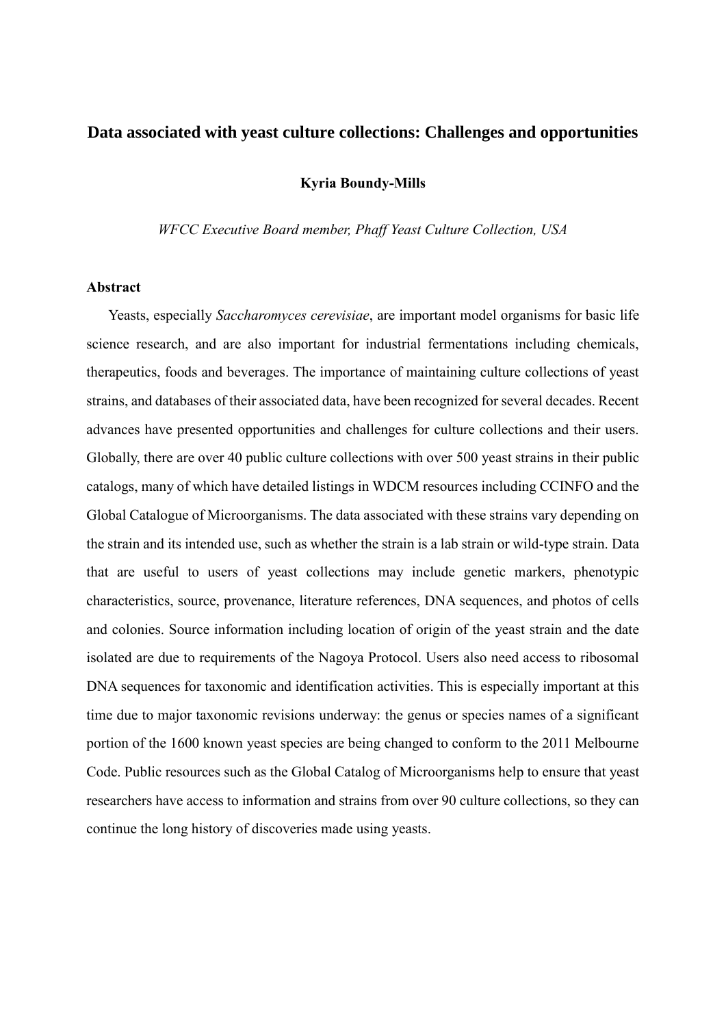# Data associated with yeast culture collections: Challenges and opportunities

**Kyria Boundy-Mills**

*WFCC Executive Board member, Phaff Yeast Culture Collection, USA*

## Abstract

Yeasts, especially *Saccharomyces cerevisiae*, are important model organisms for basic life science research, and are also important for industrial fermentations including chemicals, therapeutics, foods and beverages. The importance of maintaining culture collections of yeast strains, and databases of their associated data, have been recognized for several decades. Recent advances have presented opportunities and challenges for culture collections and their users. Globally, there are over 40 public culture collections with over 500 yeast strains in their public catalogs, many of which have detailed listings in WDCM resources including CCINFO and the Global Catalogue of Microorganisms. The data associated with these strains vary depending on the strain and its intended use, such as whether the strain is a lab strain or wild-type strain. Data that are useful to users of yeast collections may include genetic markers, phenotypic characteristics, source, provenance, literature references, DNA sequences, and photos of cells and colonies. Source information including location of origin of the yeast strain and the date isolated are due to requirements of the Nagoya Protocol. Users also need access to ribosomal DNA sequences for taxonomic and identification activities. This is especially important at this time due to major taxonomic revisions underway: the genus or species names of a significant portion of the 1600 known yeast species are being changed to conform to the 2011 Melbourne Code. Public resources such as the Global Catalog of Microorganisms help to ensure that yeast researchers have access to information and strains from over 90 culture collections, so they can continue the long history of discoveries made using yeasts.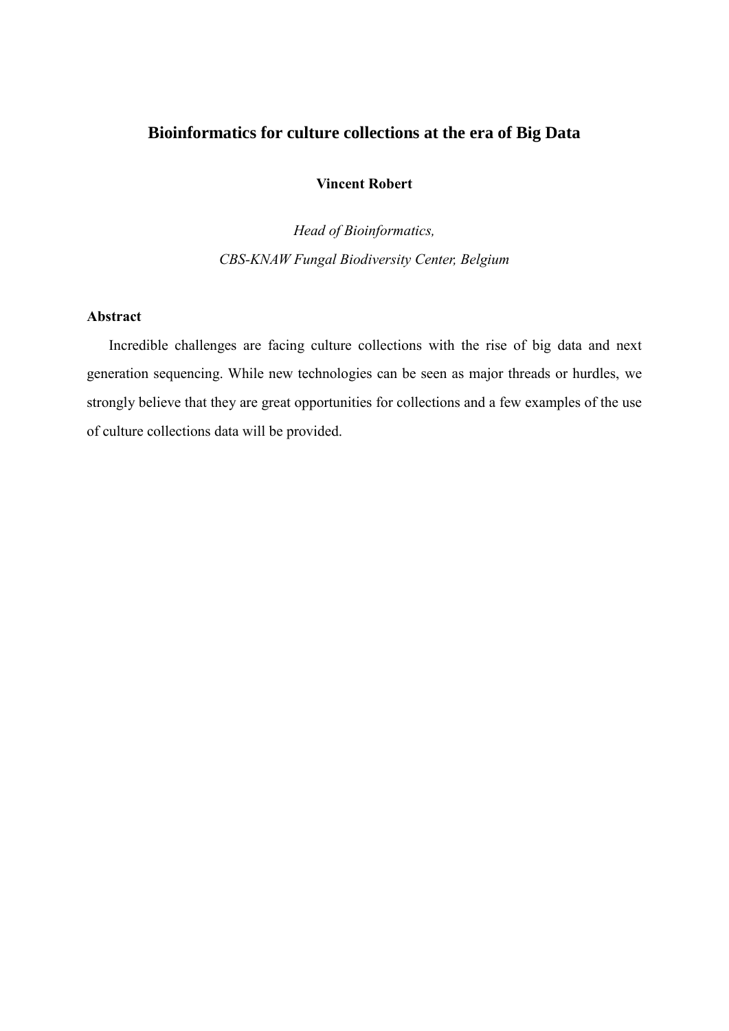# Bioinformatics for culture collections at the era of Big Data

**Vincent Robert**

*Head of Bioinformatics,*

*CBS-KNAW Fungal Biodiversity Center, Belgium*

**Abstract**

Incredible challenges are facing culture collections with the rise of big data and next generation sequencing. While new technologies can be seen as major threads or hurdles, we strongly believe that they are great opportunities for collections and a few examples of the use of culture collections data will be provided.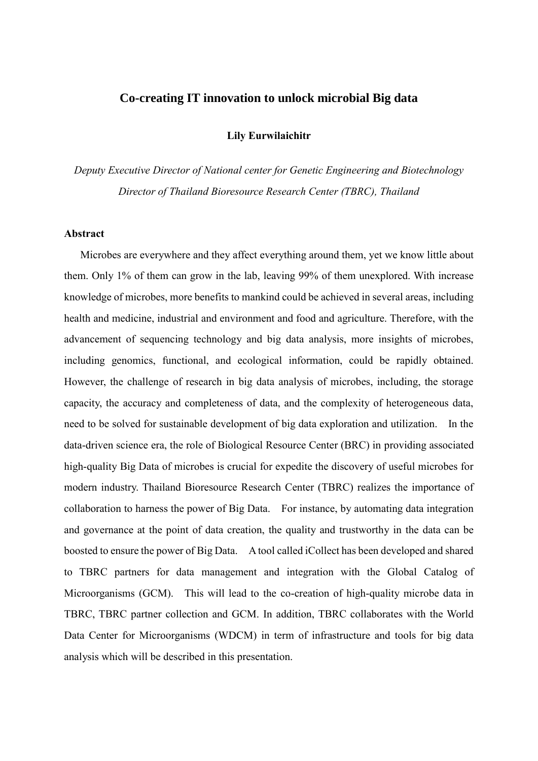# Co-creating IT innovation to unlock microbial Big data

**Lily Eurwilaichitr**

*Deputy Executive Director of National center for Genetic Engineering and Biotechnology*
*Director of Thailand Bioresource Research Center (TBRC), Thailand*

**Abstract**

Microbes are everywhere and they affect everything around them, yet we know little about them. Only 1% of them can grow in the lab, leaving 99% of them unexplored. With increase knowledge of microbes, more benefits to mankind could be achieved in several areas, including health and medicine, industrial and environment and food and agriculture. Therefore, with the advancement of sequencing technology and big data analysis, more insights of microbes, including genomics, functional, and ecological information, could be rapidly obtained. However, the challenge of research in big data analysis of microbes, including, the storage capacity, the accuracy and completeness of data, and the complexity of heterogeneous data, need to be solved for sustainable development of big data exploration and utilization. In the data-driven science era, the role of Biological Resource Center (BRC) in providing associated high-quality Big Data of microbes is crucial for expedite the discovery of useful microbes for modern industry. Thailand Bioresource Research Center (TBRC) realizes the importance of collaboration to harness the power of Big Data. For instance, by automating data integration and governance at the point of data creation, the quality and trustworthy in the data can be boosted to ensure the power of Big Data. A tool called iCollect has been developed and shared to TBRC partners for data management and integration with the Global Catalog of Microorganisms (GCM). This will lead to the co-creation of high-quality microbe data in TBRC, TBRC partner collection and GCM. In addition, TBRC collaborates with the World Data Center for Microorganisms (WDCM) in term of infrastructure and tools for big data analysis which will be described in this presentation.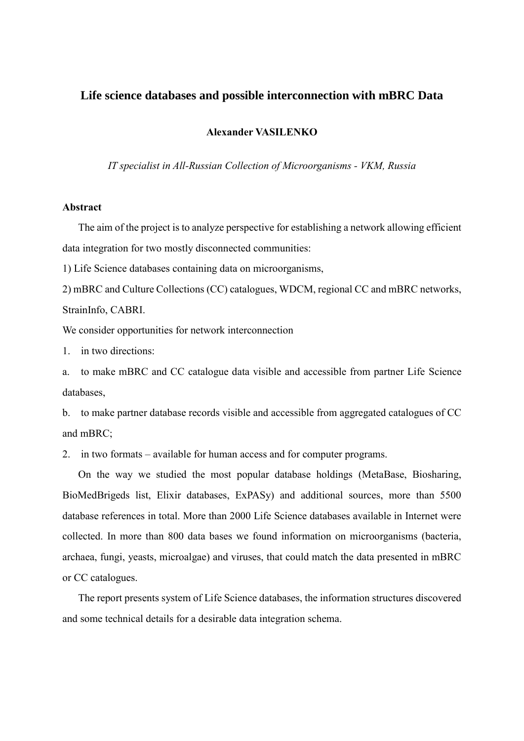# Life science databases and possible interconnection with mBRC Data

**Alexander VASILENKO**

*IT specialist in All-Russian Collection of Microorganisms - VKM, Russia*

**Abstract**

The aim of the project is to analyze perspective for establishing a network allowing efficient data integration for two mostly disconnected communities:

1) Life Science databases containing data on microorganisms,

2) mBRC and Culture Collections (CC) catalogues, WDCM, regional CC and mBRC networks, StrainInfo, CABRI.

We consider opportunities for network interconnection

1. in two directions:

a. to make mBRC and CC catalogue data visible and accessible from partner Life Science databases,

b. to make partner database records visible and accessible from aggregated catalogues of CC and mBRC;

2. in two formats – available for human access and for computer programs.

On the way we studied the most popular database holdings (MetaBase, Biosharing, BioMedBrigeds list, Elixir databases, ExPASy) and additional sources, more than 5500 database references in total. More than 2000 Life Science databases available in Internet were collected. In more than 800 data bases we found information on microorganisms (bacteria, archaea, fungi, yeasts, microalgae) and viruses, that could match the data presented in mBRC or CC catalogues.

The report presents system of Life Science databases, the information structures discovered and some technical details for a desirable data integration schema.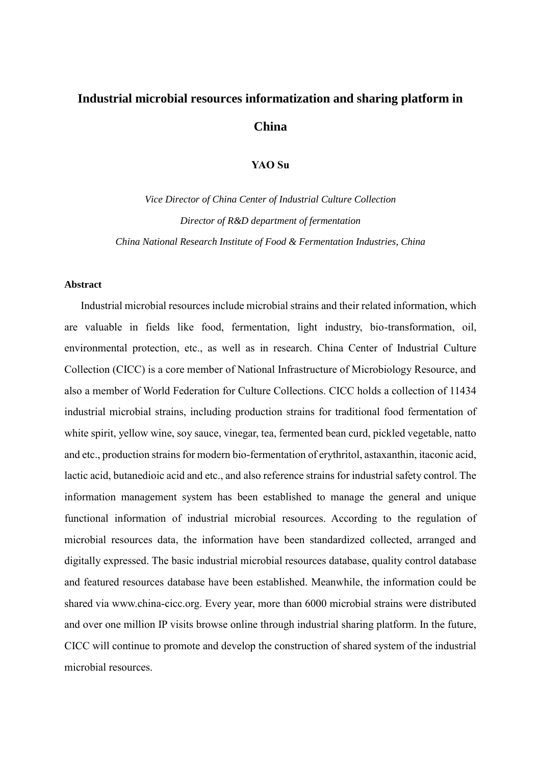# Industrial microbial resources informatization and sharing platform in China

**YAO Su**

*Vice Director of China Center of Industrial Culture Collection*

*Director of R&D department of fermentation*

*China National Research Institute of Food & Fermentation Industries, China*

**Abstract**

Industrial microbial resources include microbial strains and their related information, which are valuable in fields like food, fermentation, light industry, bio-transformation, oil, environmental protection, etc., as well as in research. China Center of Industrial Culture Collection (CICC) is a core member of National Infrastructure of Microbiology Resource, and also a member of World Federation for Culture Collections. CICC holds a collection of 11434 industrial microbial strains, including production strains for traditional food fermentation of white spirit, yellow wine, soy sauce, vinegar, tea, fermented bean curd, pickled vegetable, natto and etc., production strains for modern bio-fermentation of erythritol, astaxanthin, itaconic acid, lactic acid, butanedioic acid and etc., and also reference strains for industrial safety control. The information management system has been established to manage the general and unique functional information of industrial microbial resources. According to the regulation of microbial resources data, the information have been standardized collected, arranged and digitally expressed. The basic industrial microbial resources database, quality control database and featured resources database have been established. Meanwhile, the information could be shared via www.china-cicc.org. Every year, more than 6000 microbial strains were distributed and over one million IP visits browse online through industrial sharing platform. In the future, CICC will continue to promote and develop the construction of shared system of the industrial microbial resources.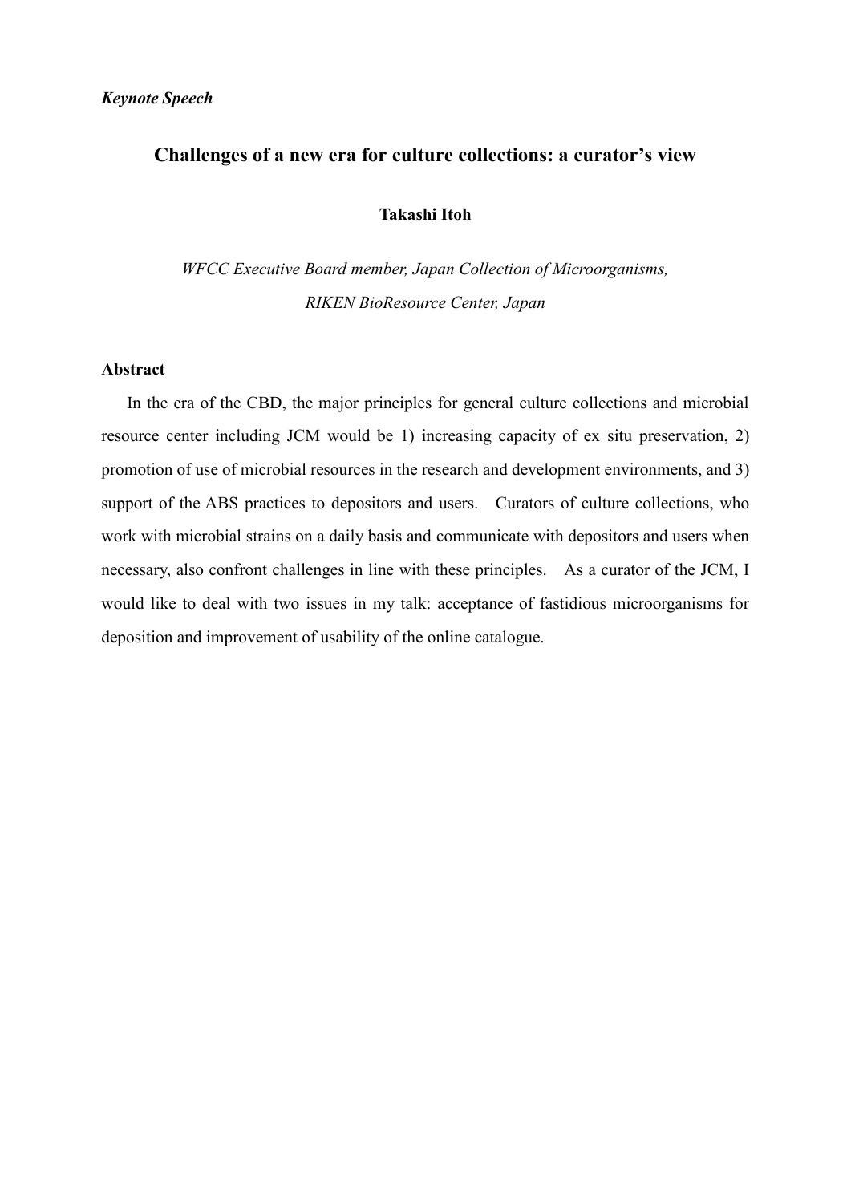*Keynote Speech*

# Challenges of a new era for culture collections: a curator's view

**Takashi Itoh**

*WFCC Executive Board member, Japan Collection of Microorganisms, RIKEN BioResource Center, Japan*

**Abstract**

In the era of the CBD, the major principles for general culture collections and microbial resource center including JCM would be 1) increasing capacity of ex situ preservation, 2) promotion of use of microbial resources in the research and development environments, and 3) support of the ABS practices to depositors and users. Curators of culture collections, who work with microbial strains on a daily basis and communicate with depositors and users when necessary, also confront challenges in line with these principles. As a curator of the JCM, I would like to deal with two issues in my talk: acceptance of fastidious microorganisms for deposition and improvement of usability of the online catalogue.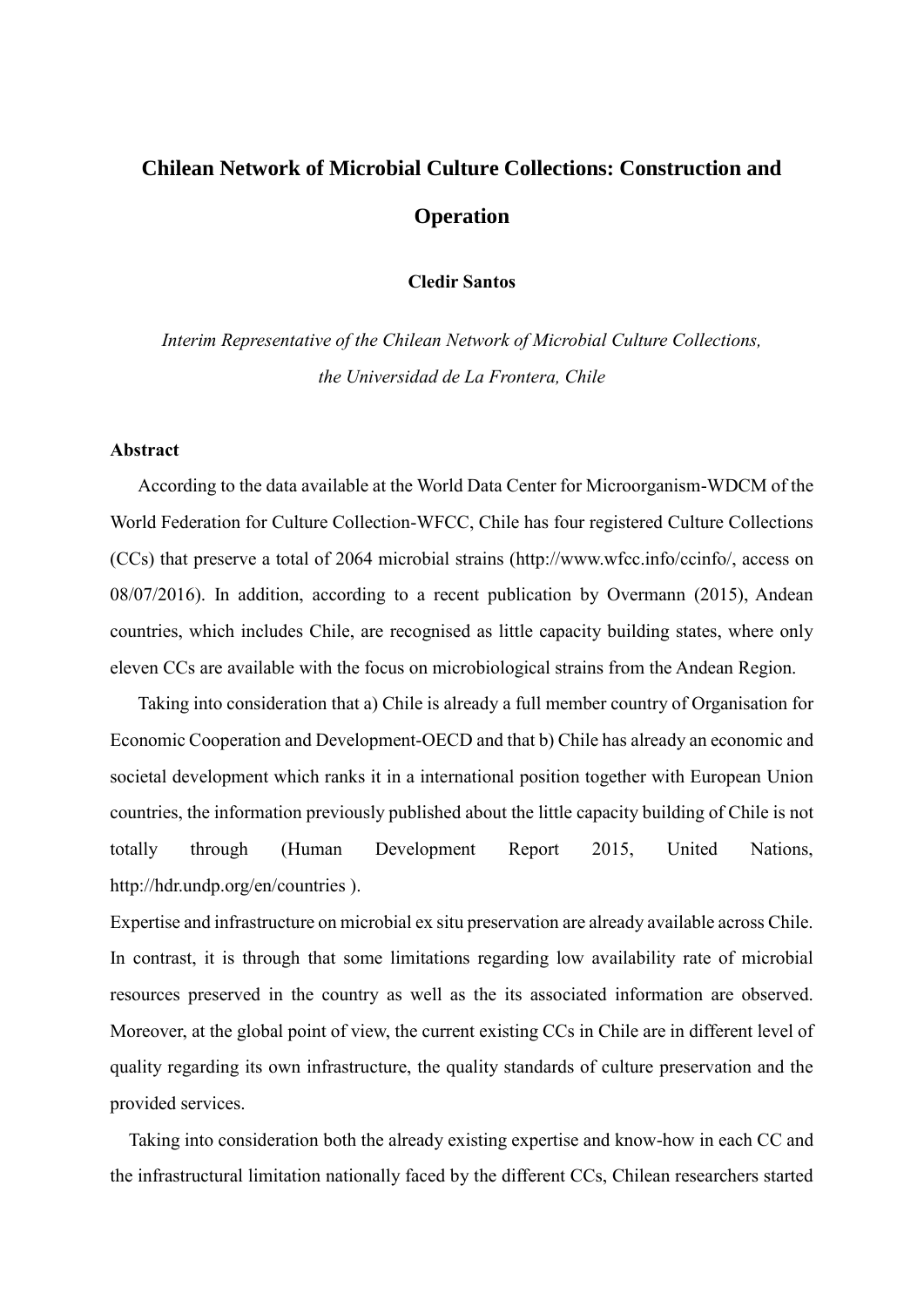# Chilean Network of Microbial Culture Collections: Construction and Operation

**Cledir Santos**

*Interim Representative of the Chilean Network of Microbial Culture Collections, the Universidad de La Frontera, Chile*

**Abstract**

According to the data available at the World Data Center for Microorganism-WDCM of the World Federation for Culture Collection-WFCC, Chile has four registered Culture Collections (CCs) that preserve a total of 2064 microbial strains (http://www.wfcc.info/ccinfo/, access on 08/07/2016). In addition, according to a recent publication by Overmann (2015), Andean countries, which includes Chile, are recognised as little capacity building states, where only eleven CCs are available with the focus on microbiological strains from the Andean Region.

Taking into consideration that a) Chile is already a full member country of Organisation for Economic Cooperation and Development-OECD and that b) Chile has already an economic and societal development which ranks it in a international position together with European Union countries, the information previously published about the little capacity building of Chile is not totally through (Human Development Report 2015, United Nations, http://hdr.undp.org/en/countries ).

Expertise and infrastructure on microbial ex situ preservation are already available across Chile. In contrast, it is through that some limitations regarding low availability rate of microbial resources preserved in the country as well as the its associated information are observed. Moreover, at the global point of view, the current existing CCs in Chile are in different level of quality regarding its own infrastructure, the quality standards of culture preservation and the provided services.

Taking into consideration both the already existing expertise and know-how in each CC and the infrastructural limitation nationally faced by the different CCs, Chilean researchers started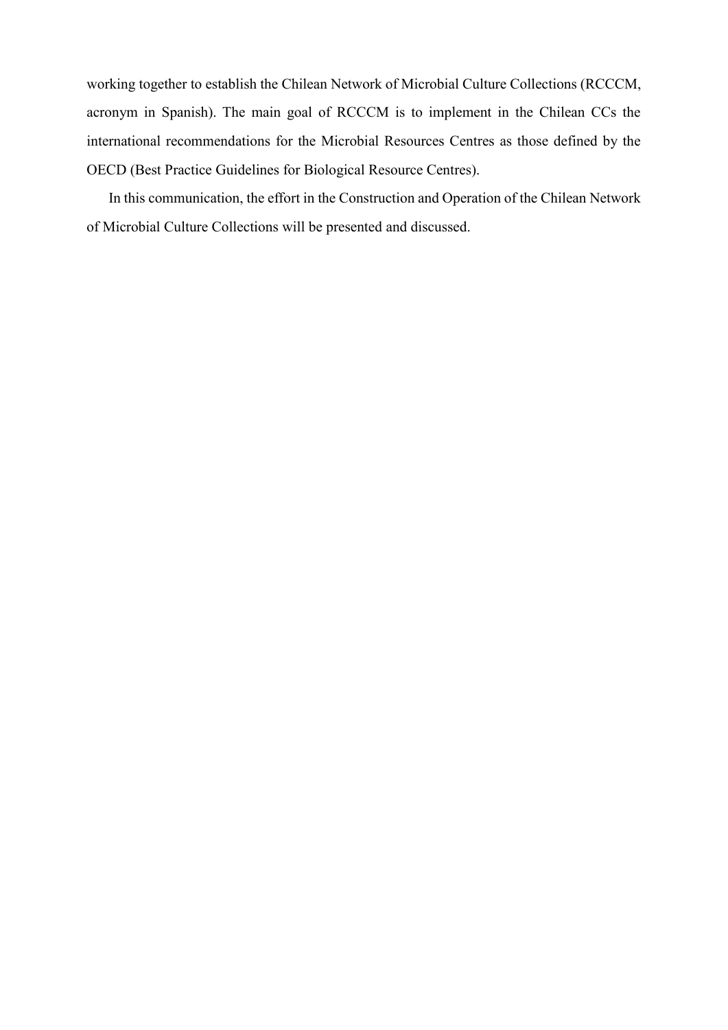working together to establish the Chilean Network of Microbial Culture Collections (RCCCM, acronym in Spanish). The main goal of RCCCM is to implement in the Chilean CCs the international recommendations for the Microbial Resources Centres as those defined by the OECD (Best Practice Guidelines for Biological Resource Centres).

In this communication, the effort in the Construction and Operation of the Chilean Network of Microbial Culture Collections will be presented and discussed.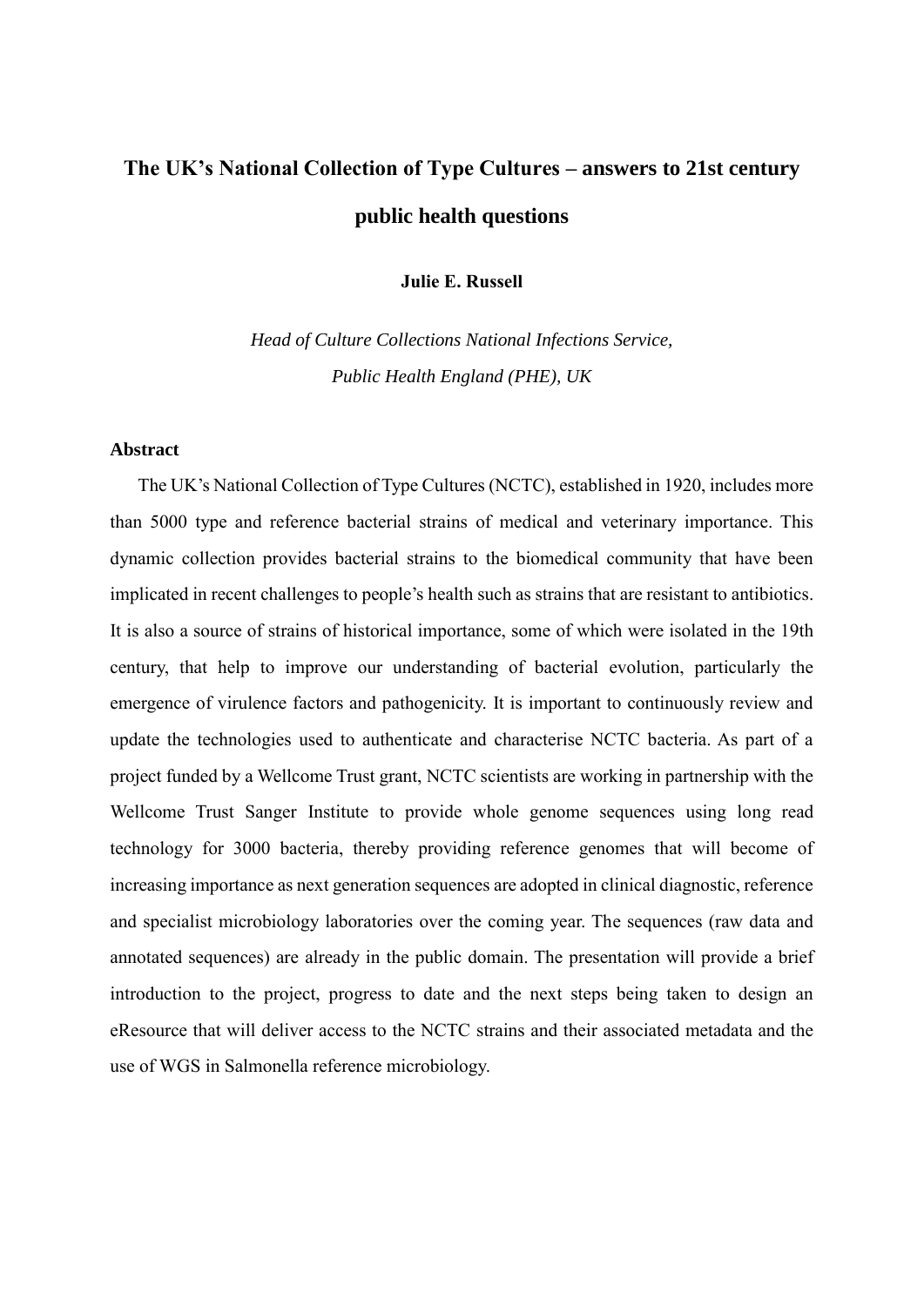# The UK's National Collection of Type Cultures – answers to 21st century public health questions

**Julie E. Russell**

*Head of Culture Collections National Infections Service,*
*Public Health England (PHE), UK*

### Abstract

The UK's National Collection of Type Cultures (NCTC), established in 1920, includes more than 5000 type and reference bacterial strains of medical and veterinary importance. This dynamic collection provides bacterial strains to the biomedical community that have been implicated in recent challenges to people's health such as strains that are resistant to antibiotics. It is also a source of strains of historical importance, some of which were isolated in the 19th century, that help to improve our understanding of bacterial evolution, particularly the emergence of virulence factors and pathogenicity. It is important to continuously review and update the technologies used to authenticate and characterise NCTC bacteria. As part of a project funded by a Wellcome Trust grant, NCTC scientists are working in partnership with the Wellcome Trust Sanger Institute to provide whole genome sequences using long read technology for 3000 bacteria, thereby providing reference genomes that will become of increasing importance as next generation sequences are adopted in clinical diagnostic, reference and specialist microbiology laboratories over the coming year. The sequences (raw data and annotated sequences) are already in the public domain. The presentation will provide a brief introduction to the project, progress to date and the next steps being taken to design an eResource that will deliver access to the NCTC strains and their associated metadata and the use of WGS in Salmonella reference microbiology.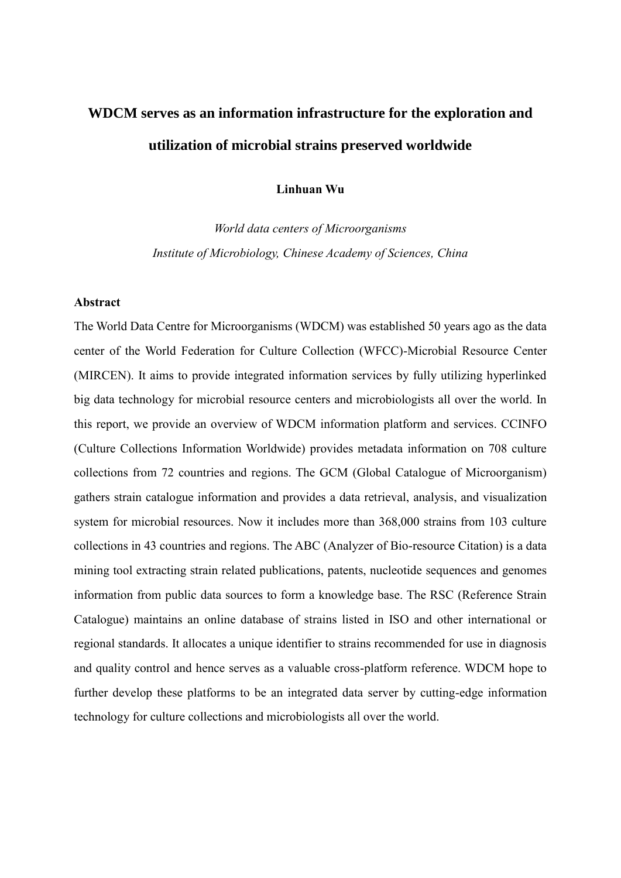# WDCM serves as an information infrastructure for the exploration and utilization of microbial strains preserved worldwide

**Linhuan Wu**

*World data centers of Microorganisms*

*Institute of Microbiology, Chinese Academy of Sciences, China*

**Abstract**

The World Data Centre for Microorganisms (WDCM) was established 50 years ago as the data center of the World Federation for Culture Collection (WFCC)-Microbial Resource Center (MIRCEN). It aims to provide integrated information services by fully utilizing hyperlinked big data technology for microbial resource centers and microbiologists all over the world. In this report, we provide an overview of WDCM information platform and services. CCINFO (Culture Collections Information Worldwide) provides metadata information on 708 culture collections from 72 countries and regions. The GCM (Global Catalogue of Microorganism) gathers strain catalogue information and provides a data retrieval, analysis, and visualization system for microbial resources. Now it includes more than 368,000 strains from 103 culture collections in 43 countries and regions. The ABC (Analyzer of Bio-resource Citation) is a data mining tool extracting strain related publications, patents, nucleotide sequences and genomes information from public data sources to form a knowledge base. The RSC (Reference Strain Catalogue) maintains an online database of strains listed in ISO and other international or regional standards. It allocates a unique identifier to strains recommended for use in diagnosis and quality control and hence serves as a valuable cross-platform reference. WDCM hope to further develop these platforms to be an integrated data server by cutting-edge information technology for culture collections and microbiologists all over the world.